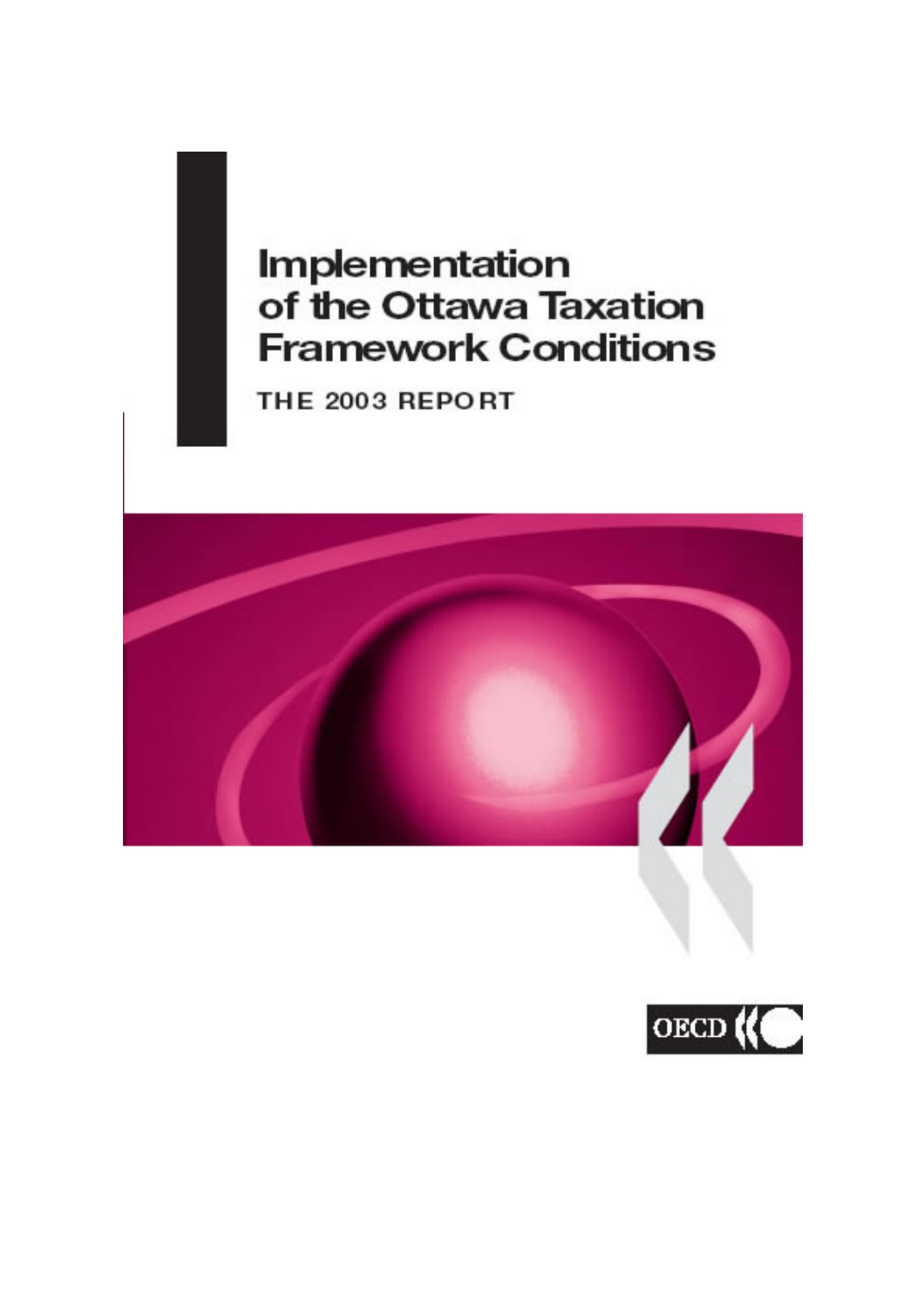# Implementation of the Ottawa Taxation Framework Conditions

THE 2003 REPORT

OECD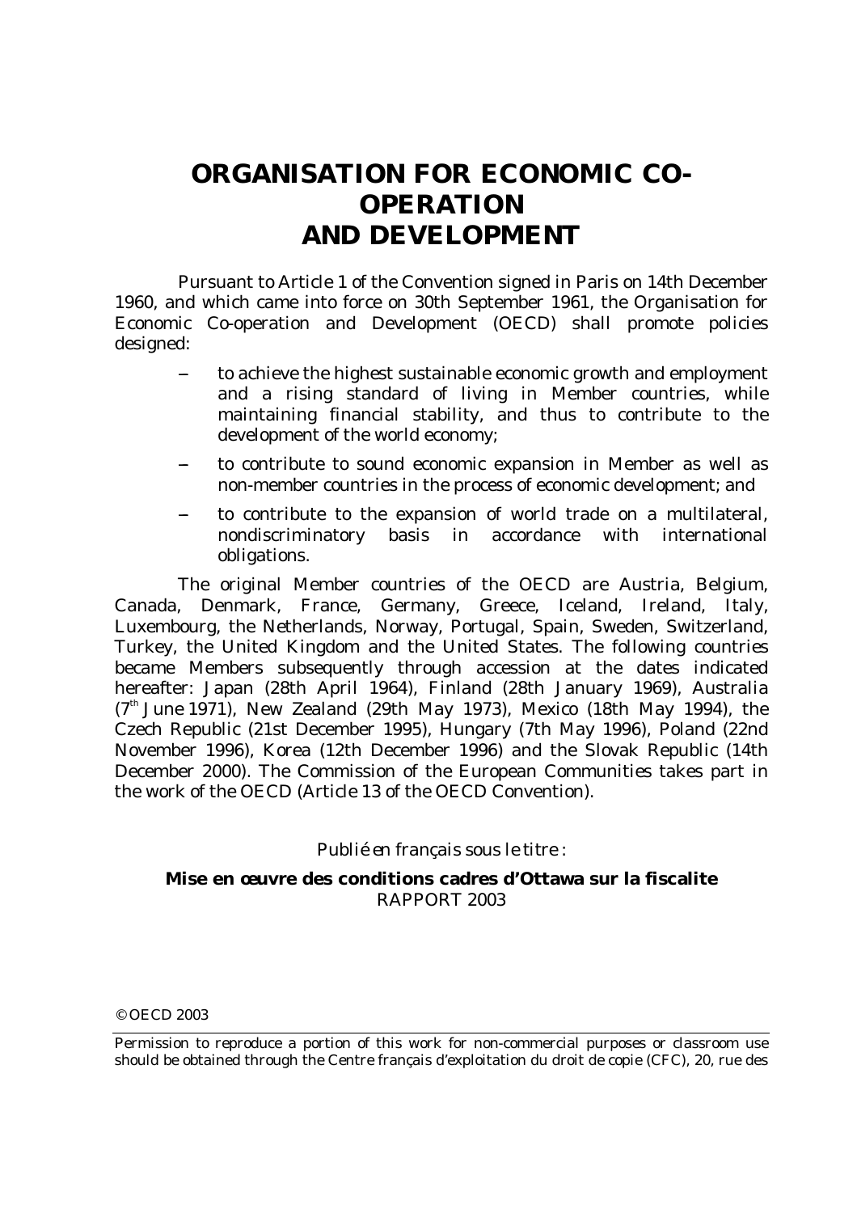# ORGANISATION FOR ECONOMIC CO-OPERATION AND DEVELOPMENT

Pursuant to Article 1 of the Convention signed in Paris on 14th December 1960, and which came into force on 30th September 1961, the Organisation for Economic Co-operation and Development (OECD) shall promote policies designed:

- to achieve the highest sustainable economic growth and employment and a rising standard of living in Member countries, while maintaining financial stability, and thus to contribute to the development of the world economy;
- to contribute to sound economic expansion in Member as well as non-member countries in the process of economic development; and
- to contribute to the expansion of world trade on a multilateral, nondiscriminatory basis in accordance with international obligations.

The original Member countries of the OECD are Austria, Belgium, Canada, Denmark, France, Germany, Greece, Iceland, Ireland, Italy, Luxembourg, the Netherlands, Norway, Portugal, Spain, Sweden, Switzerland, Turkey, the United Kingdom and the United States. The following countries became Members subsequently through accession at the dates indicated hereafter: Japan (28th April 1964), Finland (28th January 1969), Australia (7th June 1971), New Zealand (29th May 1973), Mexico (18th May 1994), the Czech Republic (21st December 1995), Hungary (7th May 1996), Poland (22nd November 1996), Korea (12th December 1996) and the Slovak Republic (14th December 2000). The Commission of the European Communities takes part in the work of the OECD (Article 13 of the OECD Convention).

*Publié en français sous le titre :*

**Mise en œuvre des conditions cadres d'Ottawa sur la fiscalite**
RAPPORT 2003

© OECD 2003

Permission to reproduce a portion of this work for non-commercial purposes or classroom use should be obtained through the Centre français d'exploitation du droit de copie (CFC), 20, rue des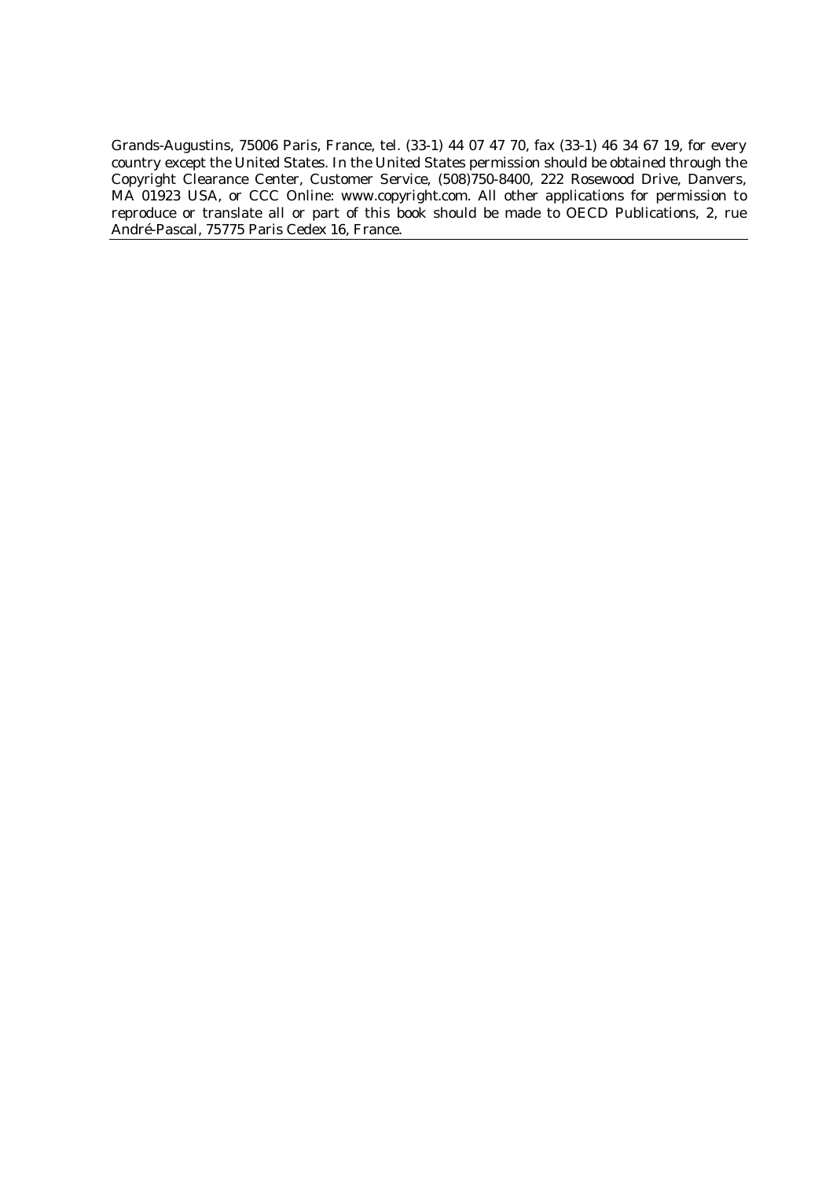Grands-Augustins, 75006 Paris, France, tel. (33-1) 44 07 47 70, fax (33-1) 46 34 67 19, for every country except the United States. In the United States permission should be obtained through the Copyright Clearance Center, Customer Service, (508)750-8400, 222 Rosewood Drive, Danvers, MA 01923 USA, or CCC Online: www.copyright.com. All other applications for permission to reproduce or translate all or part of this book should be made to OECD Publications, 2, rue André-Pascal, 75775 Paris Cedex 16, France.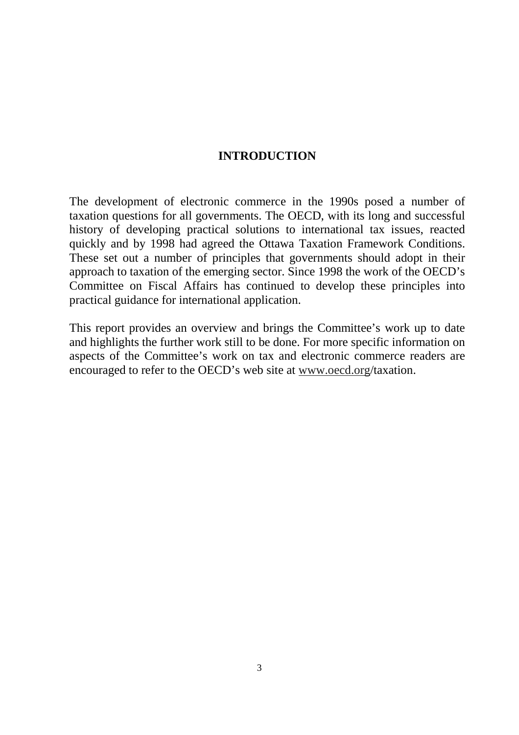# INTRODUCTION

The development of electronic commerce in the 1990s posed a number of taxation questions for all governments. The OECD, with its long and successful history of developing practical solutions to international tax issues, reacted quickly and by 1998 had agreed the Ottawa Taxation Framework Conditions. These set out a number of principles that governments should adopt in their approach to taxation of the emerging sector. Since 1998 the work of the OECD's Committee on Fiscal Affairs has continued to develop these principles into practical guidance for international application.

This report provides an overview and brings the Committee's work up to date and highlights the further work still to be done. For more specific information on aspects of the Committee's work on tax and electronic commerce readers are encouraged to refer to the OECD's web site at www.oecd.org/taxation.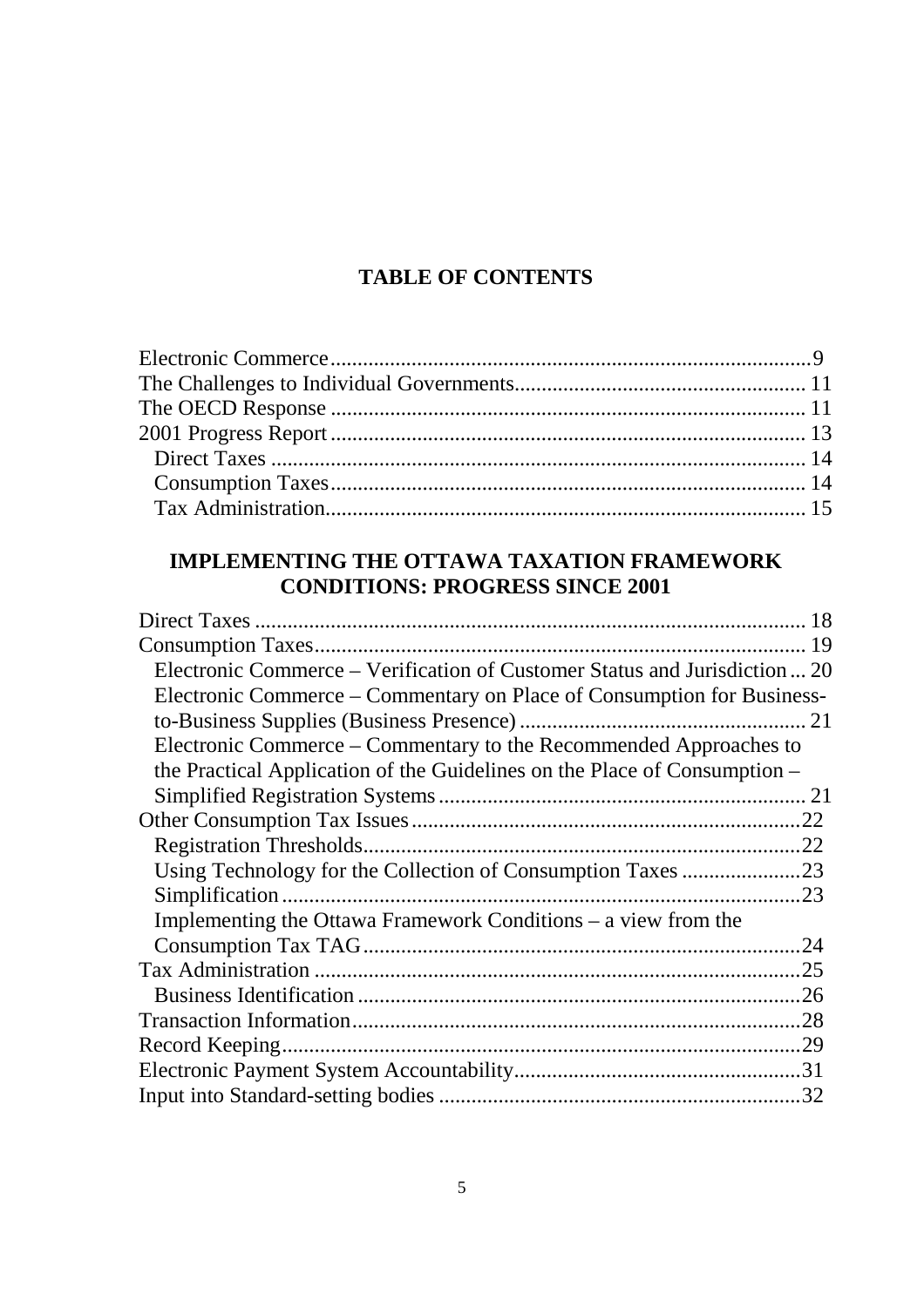## TABLE OF CONTENTS

- Electronic Commerce ........ 9
- The Challenges to Individual Governments ........ 11
- The OECD Response ........ 11
- 2001 Progress Report ........ 13
  - Direct Taxes ........ 14
  - Consumption Taxes ........ 14
  - Tax Administration ........ 15

## IMPLEMENTING THE OTTAWA TAXATION FRAMEWORK CONDITIONS: PROGRESS SINCE 2001

- Direct Taxes ........ 18
- Consumption Taxes ........ 19
  - Electronic Commerce – Verification of Customer Status and Jurisdiction ... 20
  - Electronic Commerce – Commentary on Place of Consumption for Business-to-Business Supplies (Business Presence) ........ 21
  - Electronic Commerce – Commentary to the Recommended Approaches to the Practical Application of the Guidelines on the Place of Consumption – Simplified Registration Systems ........ 21
- Other Consumption Tax Issues ........ 22
  - Registration Thresholds ........ 22
  - Using Technology for the Collection of Consumption Taxes ........ 23
  - Simplification ........ 23
  - Implementing the Ottawa Framework Conditions – a view from the Consumption Tax TAG ........ 24
- Tax Administration ........ 25
  - Business Identification ........ 26
- Transaction Information ........ 28
- Record Keeping ........ 29
- Electronic Payment System Accountability ........ 31
- Input into Standard-setting bodies ........ 32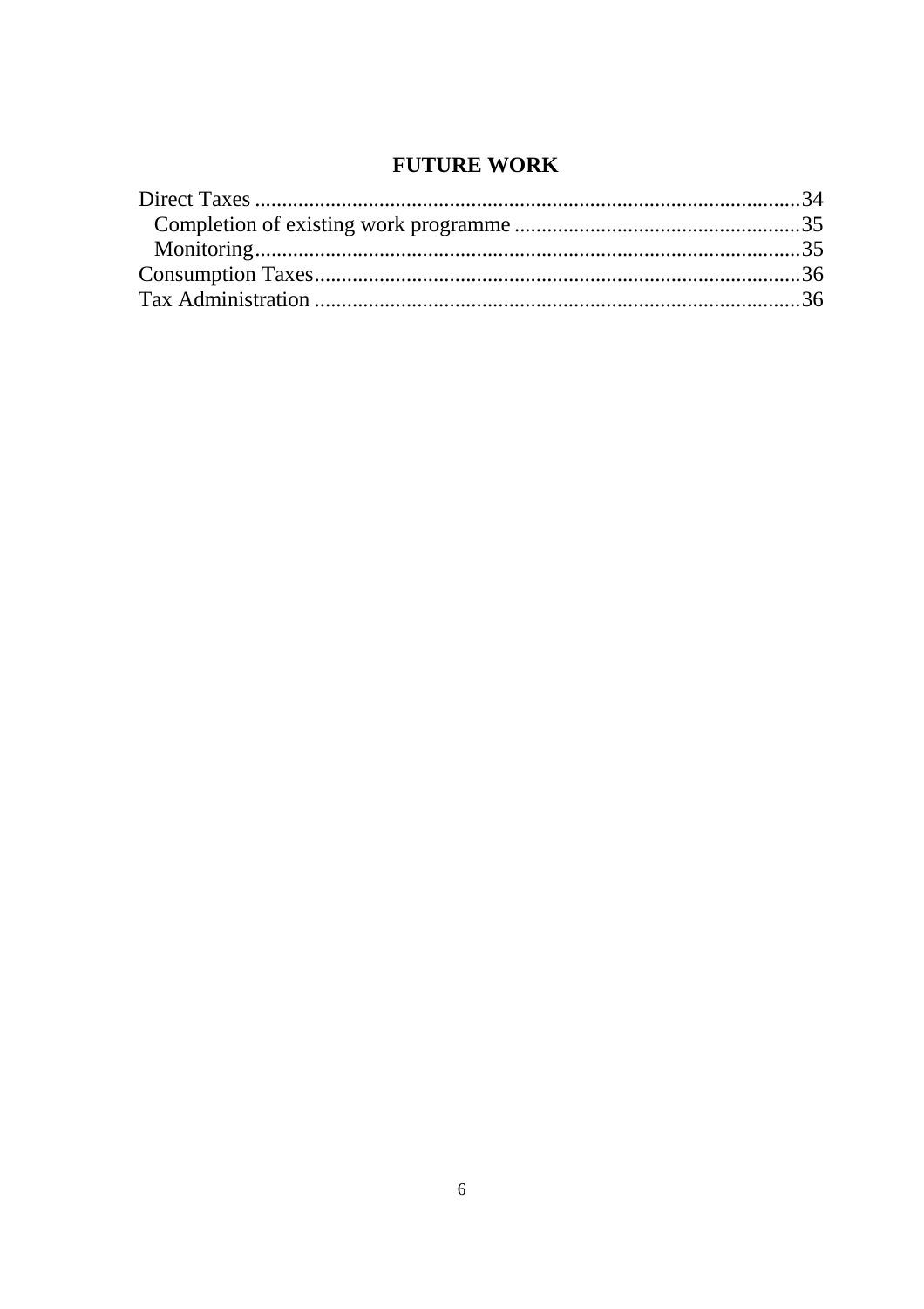## FUTURE WORK

Direct Taxes ....................................................................................................34
  Completion of existing work programme ....................................................35
  Monitoring.....................................................................................................35
Consumption Taxes.........................................................................................36
Tax Administration .........................................................................................36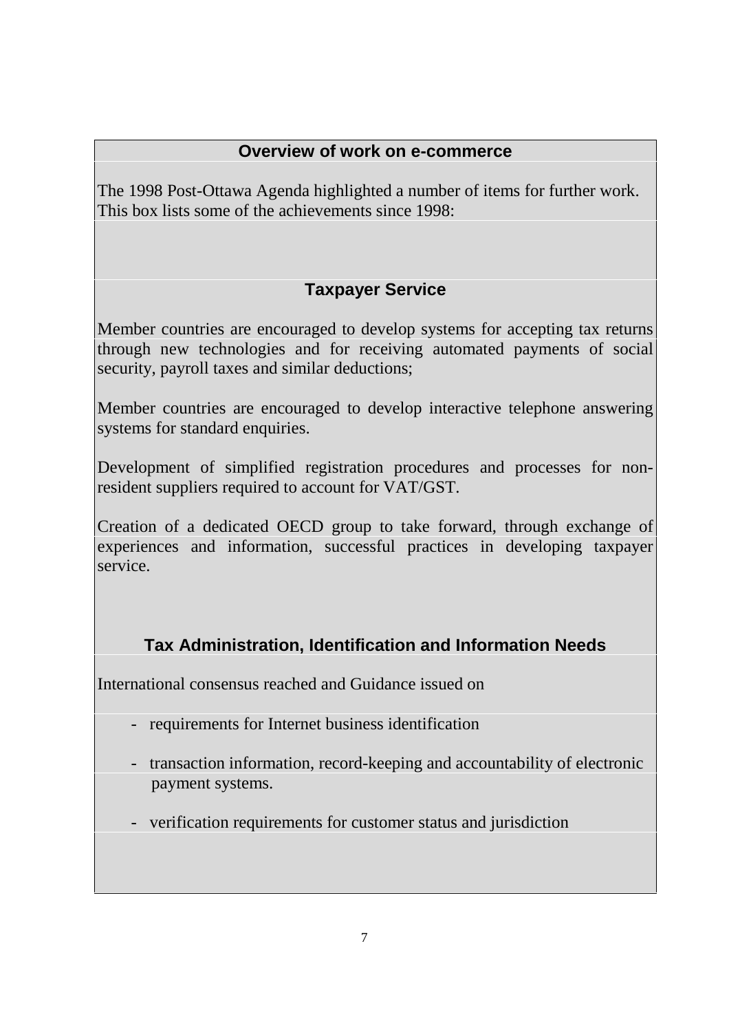## Overview of work on e-commerce

The 1998 Post-Ottawa Agenda highlighted a number of items for further work. This box lists some of the achievements since 1998:

### Taxpayer Service

Member countries are encouraged to develop systems for accepting tax returns through new technologies and for receiving automated payments of social security, payroll taxes and similar deductions;

Member countries are encouraged to develop interactive telephone answering systems for standard enquiries.

Development of simplified registration procedures and processes for non-resident suppliers required to account for VAT/GST.

Creation of a dedicated OECD group to take forward, through exchange of experiences and information, successful practices in developing taxpayer service.

### Tax Administration, Identification and Information Needs

International consensus reached and Guidance issued on

- requirements for Internet business identification
- transaction information, record-keeping and accountability of electronic payment systems.
- verification requirements for customer status and jurisdiction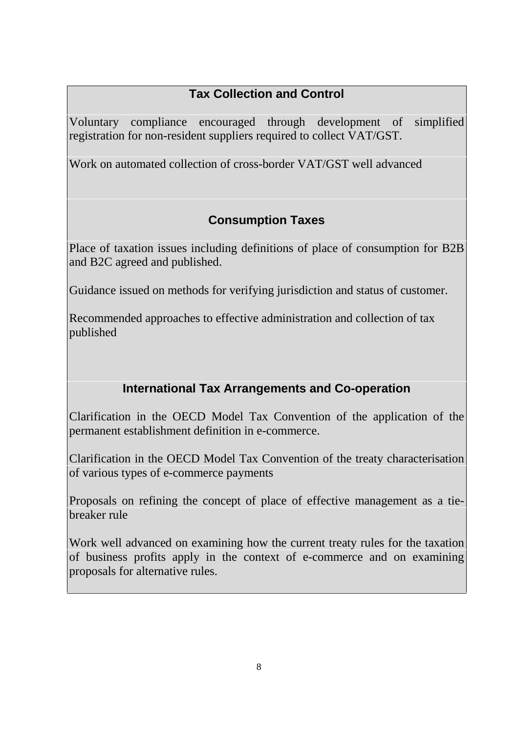**Tax Collection and Control**

Voluntary compliance encouraged through development of simplified registration for non-resident suppliers required to collect VAT/GST.

Work on automated collection of cross-border VAT/GST well advanced

**Consumption Taxes**

Place of taxation issues including definitions of place of consumption for B2B and B2C agreed and published.

Guidance issued on methods for verifying jurisdiction and status of customer.

Recommended approaches to effective administration and collection of tax published

**International Tax Arrangements and Co-operation**

Clarification in the OECD Model Tax Convention of the application of the permanent establishment definition in e-commerce.

Clarification in the OECD Model Tax Convention of the treaty characterisation of various types of e-commerce payments

Proposals on refining the concept of place of effective management as a tie-breaker rule

Work well advanced on examining how the current treaty rules for the taxation of business profits apply in the context of e-commerce and on examining proposals for alternative rules.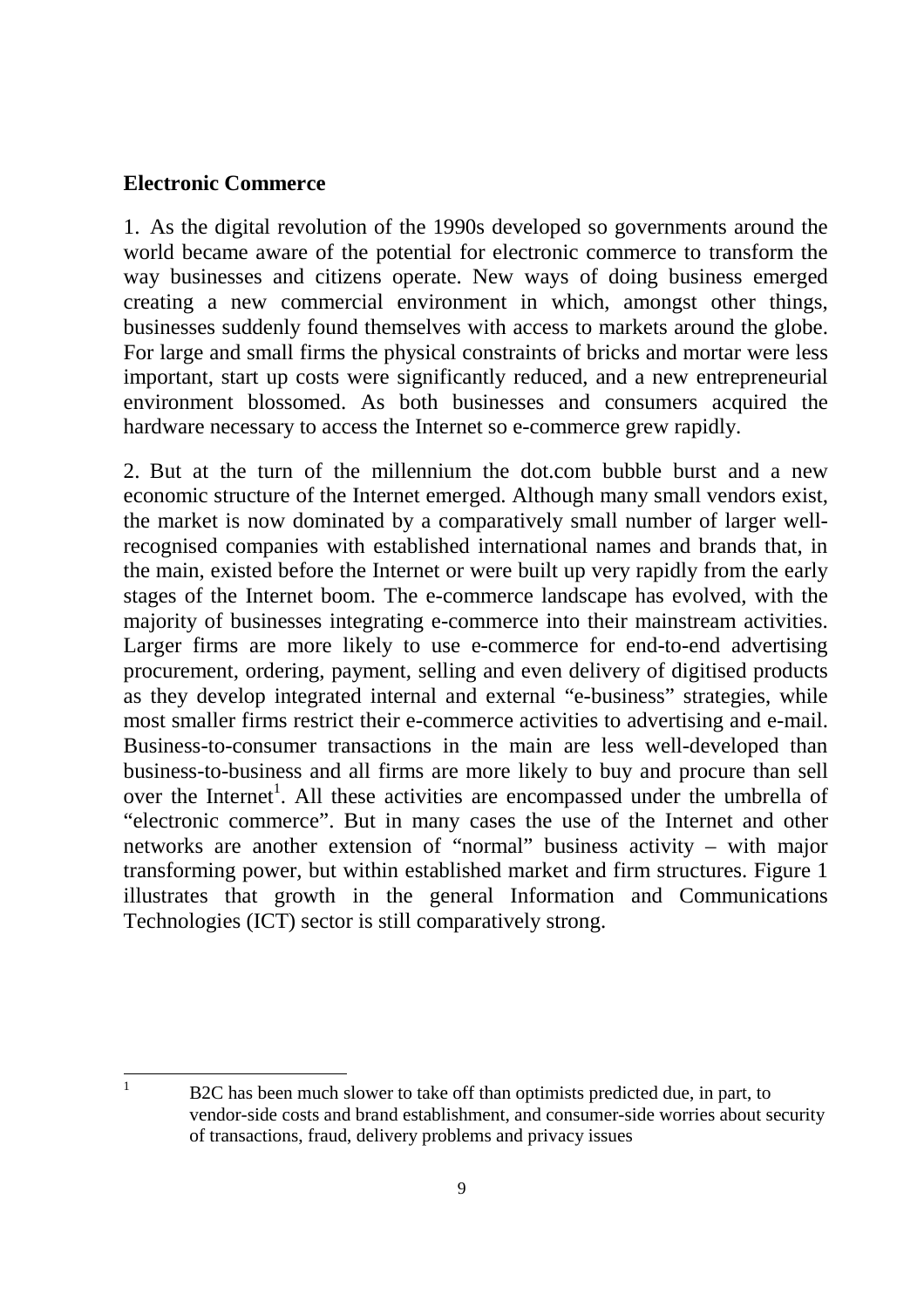**Electronic Commerce**

1. As the digital revolution of the 1990s developed so governments around the world became aware of the potential for electronic commerce to transform the way businesses and citizens operate. New ways of doing business emerged creating a new commercial environment in which, amongst other things, businesses suddenly found themselves with access to markets around the globe. For large and small firms the physical constraints of bricks and mortar were less important, start up costs were significantly reduced, and a new entrepreneurial environment blossomed. As both businesses and consumers acquired the hardware necessary to access the Internet so e-commerce grew rapidly.

2. But at the turn of the millennium the dot.com bubble burst and a new economic structure of the Internet emerged. Although many small vendors exist, the market is now dominated by a comparatively small number of larger well-recognised companies with established international names and brands that, in the main, existed before the Internet or were built up very rapidly from the early stages of the Internet boom. The e-commerce landscape has evolved, with the majority of businesses integrating e-commerce into their mainstream activities. Larger firms are more likely to use e-commerce for end-to-end advertising procurement, ordering, payment, selling and even delivery of digitised products as they develop integrated internal and external "e-business" strategies, while most smaller firms restrict their e-commerce activities to advertising and e-mail. Business-to-consumer transactions in the main are less well-developed than business-to-business and all firms are more likely to buy and procure than sell over the Internet[1]. All these activities are encompassed under the umbrella of "electronic commerce". But in many cases the use of the Internet and other networks are another extension of "normal" business activity – with major transforming power, but within established market and firm structures. Figure 1 illustrates that growth in the general Information and Communications Technologies (ICT) sector is still comparatively strong.

[1] B2C has been much slower to take off than optimists predicted due, in part, to vendor-side costs and brand establishment, and consumer-side worries about security of transactions, fraud, delivery problems and privacy issues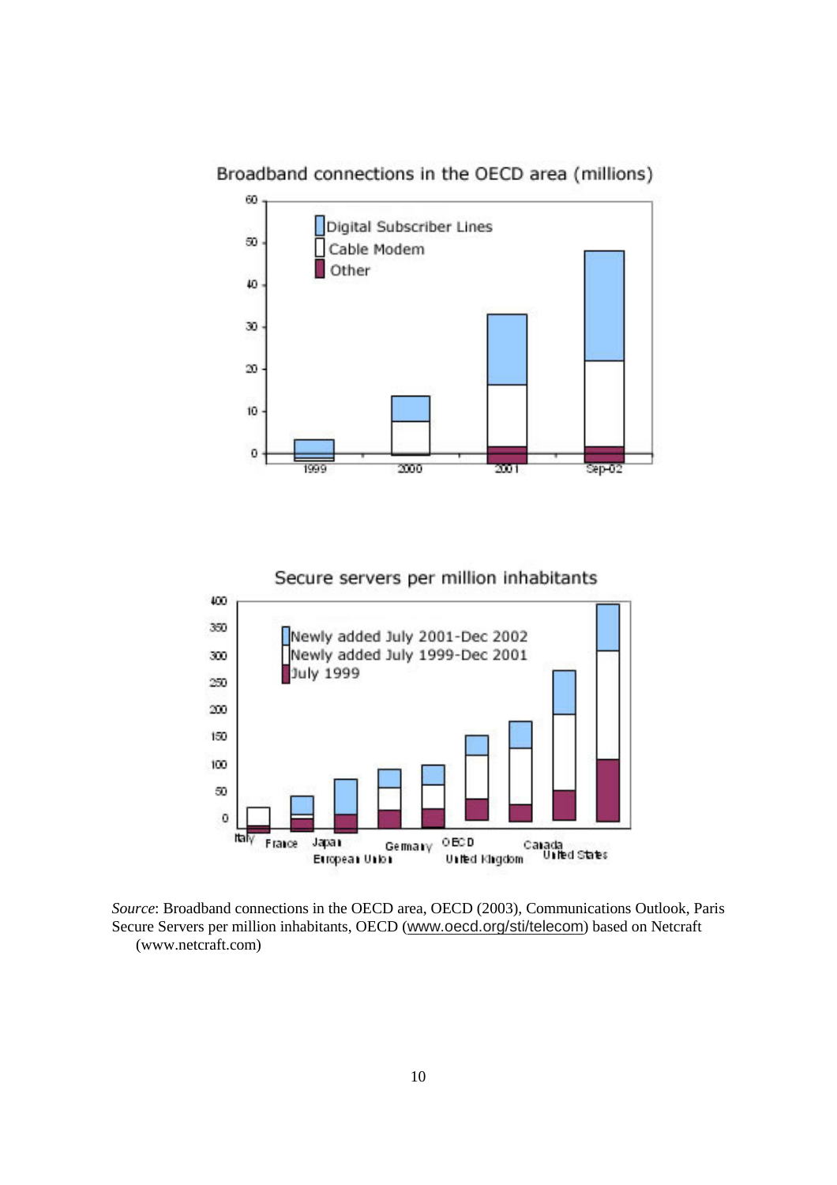Broadband connections in the OECD area (millions)

Secure servers per million inhabitants

*Source*: Broadband connections in the OECD area, OECD (2003), Communications Outlook, Paris
Secure Servers per million inhabitants, OECD (www.oecd.org/sti/telecom) based on Netcraft (www.netcraft.com)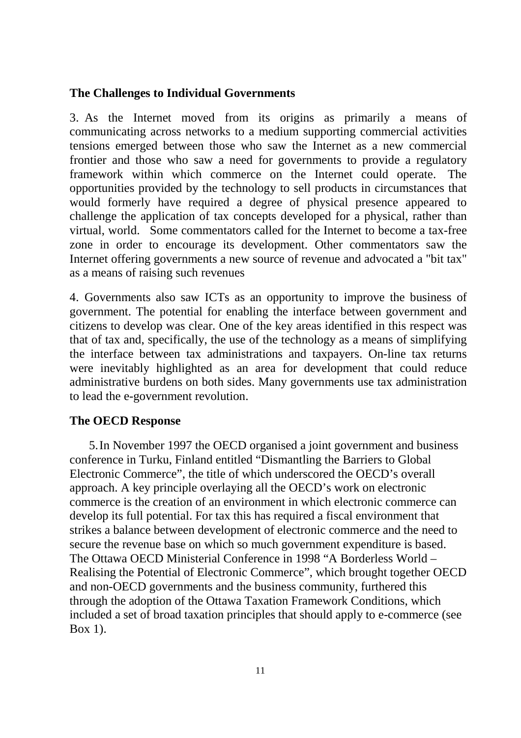## The Challenges to Individual Governments

3. As the Internet moved from its origins as primarily a means of communicating across networks to a medium supporting commercial activities tensions emerged between those who saw the Internet as a new commercial frontier and those who saw a need for governments to provide a regulatory framework within which commerce on the Internet could operate. The opportunities provided by the technology to sell products in circumstances that would formerly have required a degree of physical presence appeared to challenge the application of tax concepts developed for a physical, rather than virtual, world. Some commentators called for the Internet to become a tax-free zone in order to encourage its development. Other commentators saw the Internet offering governments a new source of revenue and advocated a "bit tax" as a means of raising such revenues

4. Governments also saw ICTs as an opportunity to improve the business of government. The potential for enabling the interface between government and citizens to develop was clear. One of the key areas identified in this respect was that of tax and, specifically, the use of the technology as a means of simplifying the interface between tax administrations and taxpayers. On-line tax returns were inevitably highlighted as an area for development that could reduce administrative burdens on both sides. Many governments use tax administration to lead the e-government revolution.

## The OECD Response

5. In November 1997 the OECD organised a joint government and business conference in Turku, Finland entitled "Dismantling the Barriers to Global Electronic Commerce", the title of which underscored the OECD's overall approach. A key principle overlaying all the OECD's work on electronic commerce is the creation of an environment in which electronic commerce can develop its full potential. For tax this has required a fiscal environment that strikes a balance between development of electronic commerce and the need to secure the revenue base on which so much government expenditure is based. The Ottawa OECD Ministerial Conference in 1998 "A Borderless World – Realising the Potential of Electronic Commerce", which brought together OECD and non-OECD governments and the business community, furthered this through the adoption of the Ottawa Taxation Framework Conditions, which included a set of broad taxation principles that should apply to e-commerce (see Box 1).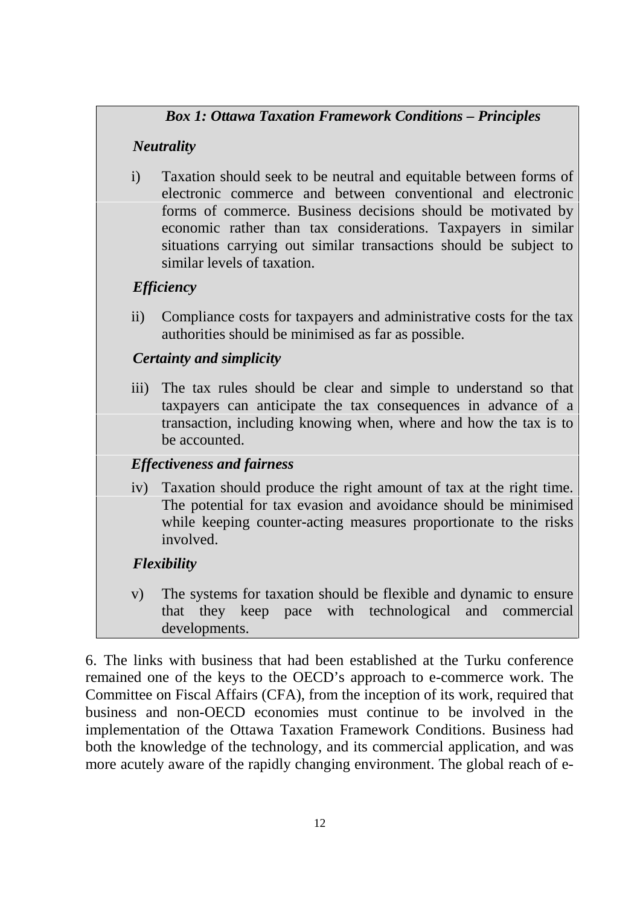***Box 1: Ottawa Taxation Framework Conditions – Principles***

***Neutrality***

i) Taxation should seek to be neutral and equitable between forms of electronic commerce and between conventional and electronic forms of commerce. Business decisions should be motivated by economic rather than tax considerations. Taxpayers in similar situations carrying out similar transactions should be subject to similar levels of taxation.

***Efficiency***

ii) Compliance costs for taxpayers and administrative costs for the tax authorities should be minimised as far as possible.

***Certainty and simplicity***

iii) The tax rules should be clear and simple to understand so that taxpayers can anticipate the tax consequences in advance of a transaction, including knowing when, where and how the tax is to be accounted.

***Effectiveness and fairness***

iv) Taxation should produce the right amount of tax at the right time. The potential for tax evasion and avoidance should be minimised while keeping counter-acting measures proportionate to the risks involved.

***Flexibility***

v) The systems for taxation should be flexible and dynamic to ensure that they keep pace with technological and commercial developments.

6. The links with business that had been established at the Turku conference remained one of the keys to the OECD's approach to e-commerce work. The Committee on Fiscal Affairs (CFA), from the inception of its work, required that business and non-OECD economies must continue to be involved in the implementation of the Ottawa Taxation Framework Conditions. Business had both the knowledge of the technology, and its commercial application, and was more acutely aware of the rapidly changing environment. The global reach of e-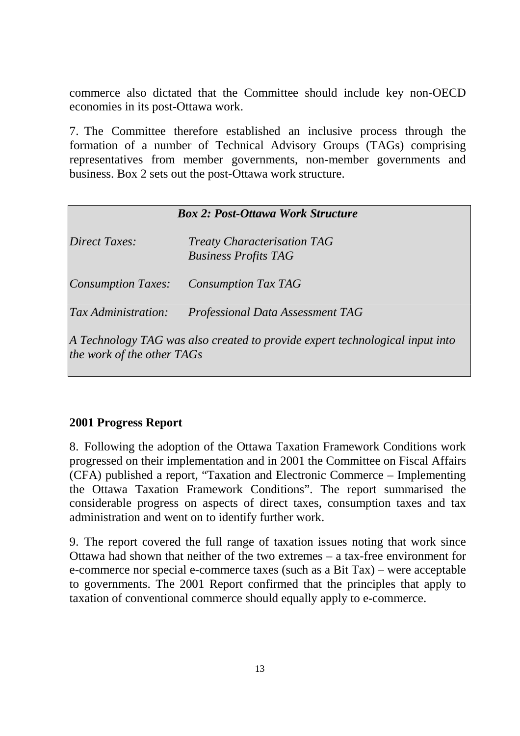commerce also dictated that the Committee should include key non-OECD economies in its post-Ottawa work.

7. The Committee therefore established an inclusive process through the formation of a number of Technical Advisory Groups (TAGs) comprising representatives from member governments, non-member governments and business. Box 2 sets out the post-Ottawa work structure.

| ***Box 2: Post-Ottawa Work Structure*** | |
|---|---|
| *Direct Taxes:* | *Treaty Characterisation TAG*<br>*Business Profits TAG* |
| *Consumption Taxes:* | *Consumption Tax TAG* |
| *Tax Administration:* | *Professional Data Assessment TAG* |
| *A Technology TAG was also created to provide expert technological input into the work of the other TAGs* | |

**2001 Progress Report**

8. Following the adoption of the Ottawa Taxation Framework Conditions work progressed on their implementation and in 2001 the Committee on Fiscal Affairs (CFA) published a report, "Taxation and Electronic Commerce – Implementing the Ottawa Taxation Framework Conditions". The report summarised the considerable progress on aspects of direct taxes, consumption taxes and tax administration and went on to identify further work.

9. The report covered the full range of taxation issues noting that work since Ottawa had shown that neither of the two extremes – a tax-free environment for e-commerce nor special e-commerce taxes (such as a Bit Tax) – were acceptable to governments. The 2001 Report confirmed that the principles that apply to taxation of conventional commerce should equally apply to e-commerce.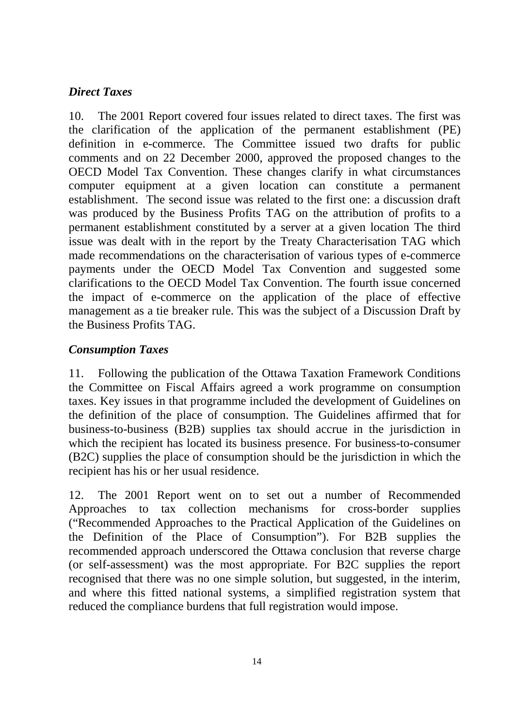### *Direct Taxes*

10. The 2001 Report covered four issues related to direct taxes. The first was the clarification of the application of the permanent establishment (PE) definition in e-commerce. The Committee issued two drafts for public comments and on 22 December 2000, approved the proposed changes to the OECD Model Tax Convention. These changes clarify in what circumstances computer equipment at a given location can constitute a permanent establishment. The second issue was related to the first one: a discussion draft was produced by the Business Profits TAG on the attribution of profits to a permanent establishment constituted by a server at a given location The third issue was dealt with in the report by the Treaty Characterisation TAG which made recommendations on the characterisation of various types of e-commerce payments under the OECD Model Tax Convention and suggested some clarifications to the OECD Model Tax Convention. The fourth issue concerned the impact of e-commerce on the application of the place of effective management as a tie breaker rule. This was the subject of a Discussion Draft by the Business Profits TAG.

### *Consumption Taxes*

11. Following the publication of the Ottawa Taxation Framework Conditions the Committee on Fiscal Affairs agreed a work programme on consumption taxes. Key issues in that programme included the development of Guidelines on the definition of the place of consumption. The Guidelines affirmed that for business-to-business (B2B) supplies tax should accrue in the jurisdiction in which the recipient has located its business presence. For business-to-consumer (B2C) supplies the place of consumption should be the jurisdiction in which the recipient has his or her usual residence.

12. The 2001 Report went on to set out a number of Recommended Approaches to tax collection mechanisms for cross-border supplies ("Recommended Approaches to the Practical Application of the Guidelines on the Definition of the Place of Consumption"). For B2B supplies the recommended approach underscored the Ottawa conclusion that reverse charge (or self-assessment) was the most appropriate. For B2C supplies the report recognised that there was no one simple solution, but suggested, in the interim, and where this fitted national systems, a simplified registration system that reduced the compliance burdens that full registration would impose.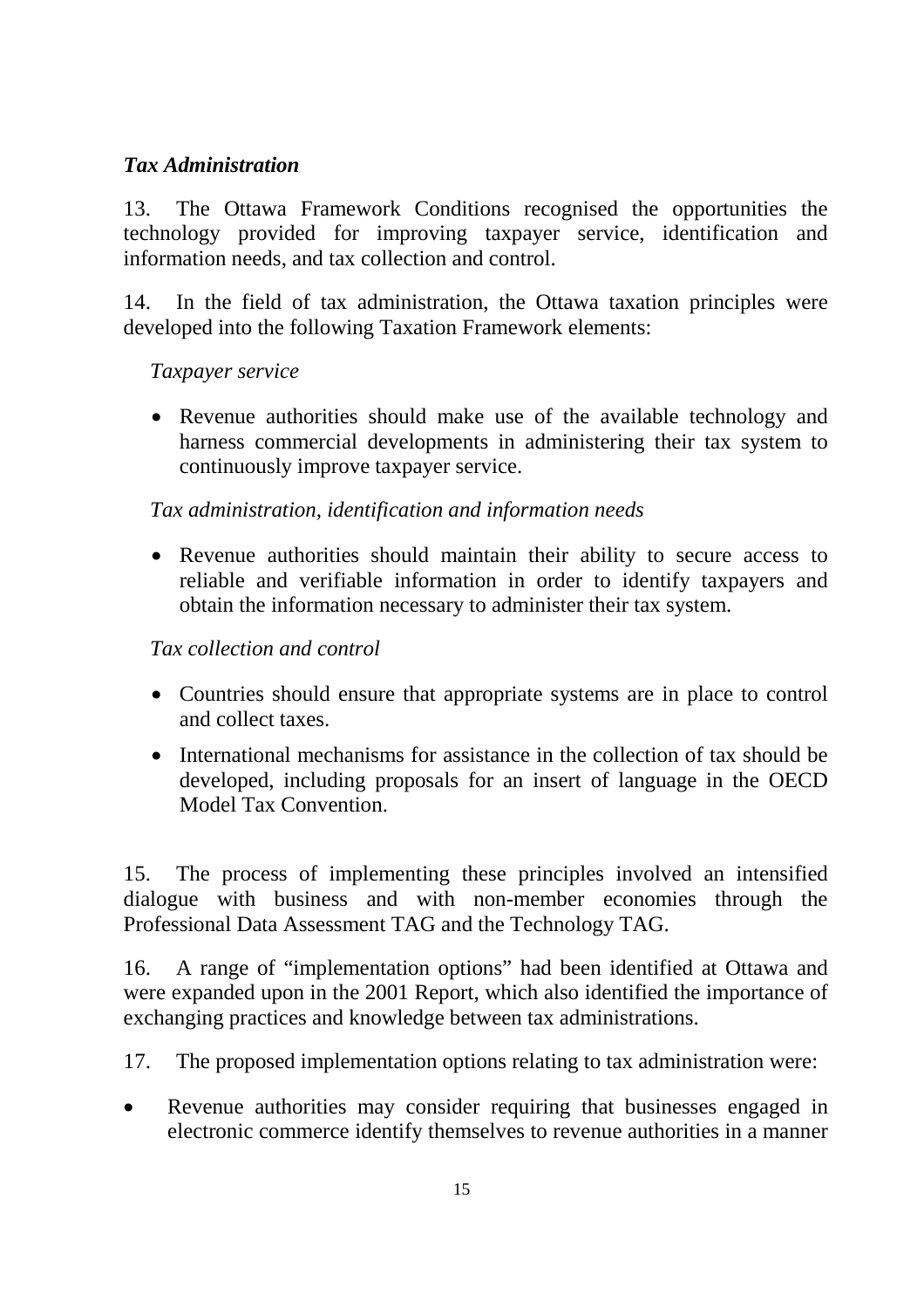***Tax Administration***

13. The Ottawa Framework Conditions recognised the opportunities the technology provided for improving taxpayer service, identification and information needs, and tax collection and control.

14. In the field of tax administration, the Ottawa taxation principles were developed into the following Taxation Framework elements:

*Taxpayer service*

- Revenue authorities should make use of the available technology and harness commercial developments in administering their tax system to continuously improve taxpayer service.

*Tax administration, identification and information needs*

- Revenue authorities should maintain their ability to secure access to reliable and verifiable information in order to identify taxpayers and obtain the information necessary to administer their tax system.

*Tax collection and control*

- Countries should ensure that appropriate systems are in place to control and collect taxes.
- International mechanisms for assistance in the collection of tax should be developed, including proposals for an insert of language in the OECD Model Tax Convention.

15. The process of implementing these principles involved an intensified dialogue with business and with non-member economies through the Professional Data Assessment TAG and the Technology TAG.

16. A range of "implementation options" had been identified at Ottawa and were expanded upon in the 2001 Report, which also identified the importance of exchanging practices and knowledge between tax administrations.

17. The proposed implementation options relating to tax administration were:

- Revenue authorities may consider requiring that businesses engaged in electronic commerce identify themselves to revenue authorities in a manner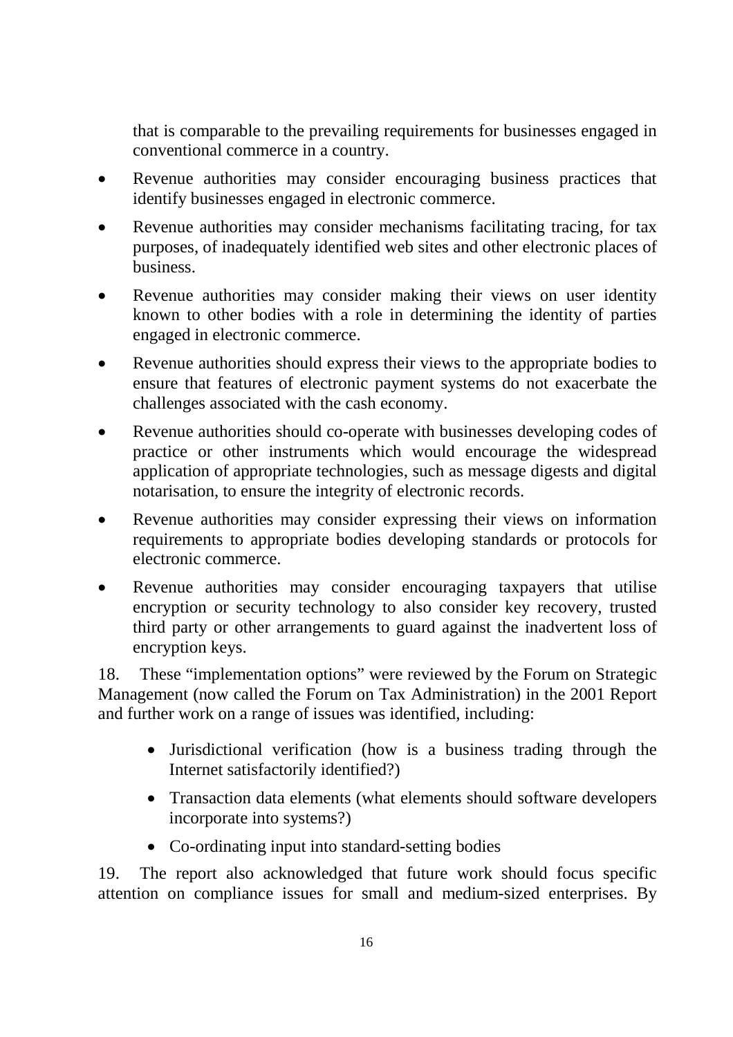that is comparable to the prevailing requirements for businesses engaged in conventional commerce in a country.

- Revenue authorities may consider encouraging business practices that identify businesses engaged in electronic commerce.
- Revenue authorities may consider mechanisms facilitating tracing, for tax purposes, of inadequately identified web sites and other electronic places of business.
- Revenue authorities may consider making their views on user identity known to other bodies with a role in determining the identity of parties engaged in electronic commerce.
- Revenue authorities should express their views to the appropriate bodies to ensure that features of electronic payment systems do not exacerbate the challenges associated with the cash economy.
- Revenue authorities should co-operate with businesses developing codes of practice or other instruments which would encourage the widespread application of appropriate technologies, such as message digests and digital notarisation, to ensure the integrity of electronic records.
- Revenue authorities may consider expressing their views on information requirements to appropriate bodies developing standards or protocols for electronic commerce.
- Revenue authorities may consider encouraging taxpayers that utilise encryption or security technology to also consider key recovery, trusted third party or other arrangements to guard against the inadvertent loss of encryption keys.

18. These "implementation options" were reviewed by the Forum on Strategic Management (now called the Forum on Tax Administration) in the 2001 Report and further work on a range of issues was identified, including:

- Jurisdictional verification (how is a business trading through the Internet satisfactorily identified?)
- Transaction data elements (what elements should software developers incorporate into systems?)
- Co-ordinating input into standard-setting bodies

19. The report also acknowledged that future work should focus specific attention on compliance issues for small and medium-sized enterprises. By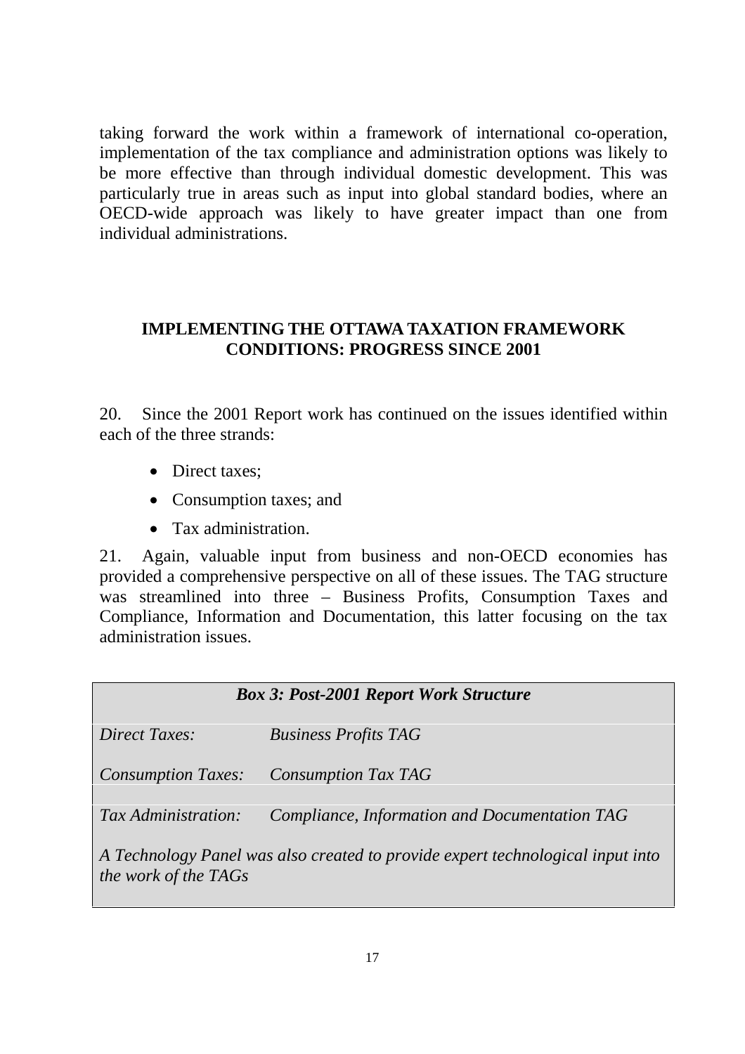taking forward the work within a framework of international co-operation, implementation of the tax compliance and administration options was likely to be more effective than through individual domestic development. This was particularly true in areas such as input into global standard bodies, where an OECD-wide approach was likely to have greater impact than one from individual administrations.

## IMPLEMENTING THE OTTAWA TAXATION FRAMEWORK CONDITIONS: PROGRESS SINCE 2001

20. Since the 2001 Report work has continued on the issues identified within each of the three strands:

- Direct taxes;
- Consumption taxes; and
- Tax administration.

21. Again, valuable input from business and non-OECD economies has provided a comprehensive perspective on all of these issues. The TAG structure was streamlined into three – Business Profits, Consumption Taxes and Compliance, Information and Documentation, this latter focusing on the tax administration issues.

| *Box 3: Post-2001 Report Work Structure* | |
|---|---|
| *Direct Taxes:* | *Business Profits TAG* |
| *Consumption Taxes:* | *Consumption Tax TAG* |
| *Tax Administration:* | *Compliance, Information and Documentation TAG* |
| *A Technology Panel was also created to provide expert technological input into the work of the TAGs* | |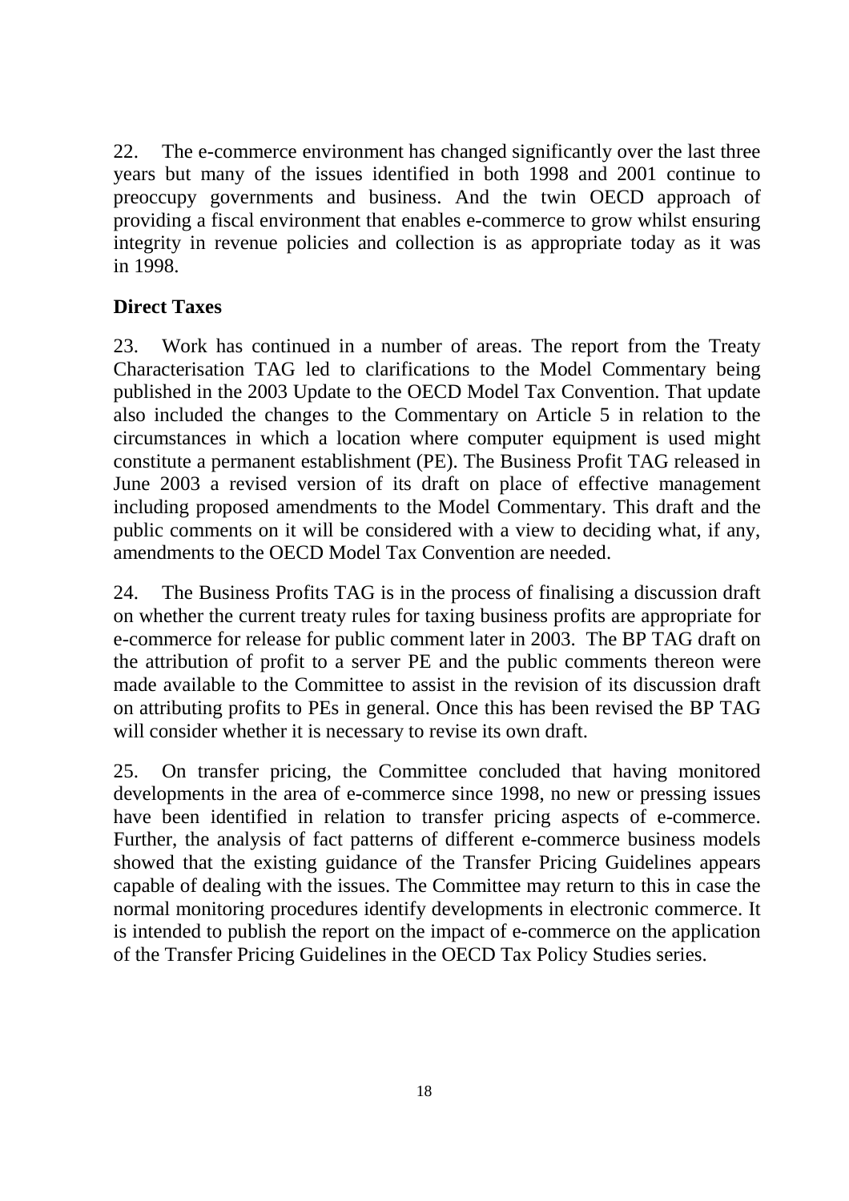22. The e-commerce environment has changed significantly over the last three years but many of the issues identified in both 1998 and 2001 continue to preoccupy governments and business. And the twin OECD approach of providing a fiscal environment that enables e-commerce to grow whilst ensuring integrity in revenue policies and collection is as appropriate today as it was in 1998.

**Direct Taxes**

23. Work has continued in a number of areas. The report from the Treaty Characterisation TAG led to clarifications to the Model Commentary being published in the 2003 Update to the OECD Model Tax Convention. That update also included the changes to the Commentary on Article 5 in relation to the circumstances in which a location where computer equipment is used might constitute a permanent establishment (PE). The Business Profit TAG released in June 2003 a revised version of its draft on place of effective management including proposed amendments to the Model Commentary. This draft and the public comments on it will be considered with a view to deciding what, if any, amendments to the OECD Model Tax Convention are needed.

24. The Business Profits TAG is in the process of finalising a discussion draft on whether the current treaty rules for taxing business profits are appropriate for e-commerce for release for public comment later in 2003. The BP TAG draft on the attribution of profit to a server PE and the public comments thereon were made available to the Committee to assist in the revision of its discussion draft on attributing profits to PEs in general. Once this has been revised the BP TAG will consider whether it is necessary to revise its own draft.

25. On transfer pricing, the Committee concluded that having monitored developments in the area of e-commerce since 1998, no new or pressing issues have been identified in relation to transfer pricing aspects of e-commerce. Further, the analysis of fact patterns of different e-commerce business models showed that the existing guidance of the Transfer Pricing Guidelines appears capable of dealing with the issues. The Committee may return to this in case the normal monitoring procedures identify developments in electronic commerce. It is intended to publish the report on the impact of e-commerce on the application of the Transfer Pricing Guidelines in the OECD Tax Policy Studies series.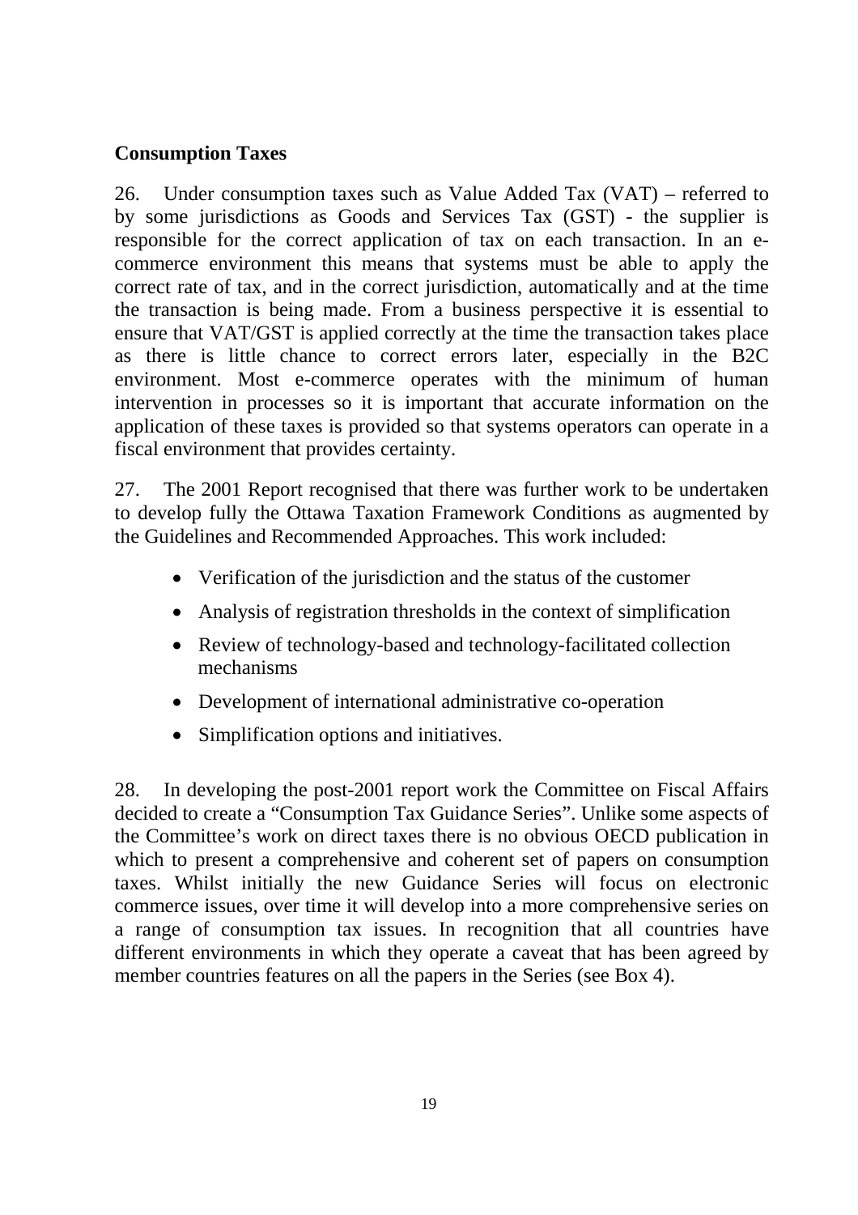## Consumption Taxes

26. Under consumption taxes such as Value Added Tax (VAT) – referred to by some jurisdictions as Goods and Services Tax (GST) - the supplier is responsible for the correct application of tax on each transaction. In an e-commerce environment this means that systems must be able to apply the correct rate of tax, and in the correct jurisdiction, automatically and at the time the transaction is being made. From a business perspective it is essential to ensure that VAT/GST is applied correctly at the time the transaction takes place as there is little chance to correct errors later, especially in the B2C environment. Most e-commerce operates with the minimum of human intervention in processes so it is important that accurate information on the application of these taxes is provided so that systems operators can operate in a fiscal environment that provides certainty.

27. The 2001 Report recognised that there was further work to be undertaken to develop fully the Ottawa Taxation Framework Conditions as augmented by the Guidelines and Recommended Approaches. This work included:

- Verification of the jurisdiction and the status of the customer
- Analysis of registration thresholds in the context of simplification
- Review of technology-based and technology-facilitated collection mechanisms
- Development of international administrative co-operation
- Simplification options and initiatives.

28. In developing the post-2001 report work the Committee on Fiscal Affairs decided to create a "Consumption Tax Guidance Series". Unlike some aspects of the Committee's work on direct taxes there is no obvious OECD publication in which to present a comprehensive and coherent set of papers on consumption taxes. Whilst initially the new Guidance Series will focus on electronic commerce issues, over time it will develop into a more comprehensive series on a range of consumption tax issues. In recognition that all countries have different environments in which they operate a caveat that has been agreed by member countries features on all the papers in the Series (see Box 4).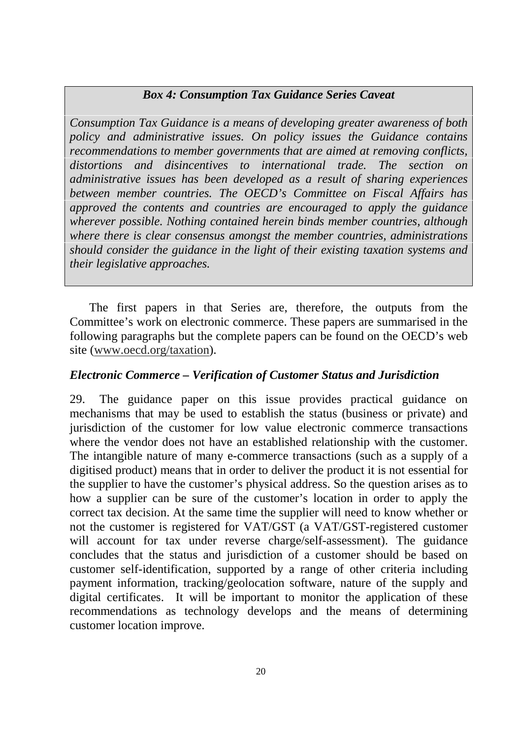***Box 4: Consumption Tax Guidance Series Caveat***

*Consumption Tax Guidance is a means of developing greater awareness of both policy and administrative issues. On policy issues the Guidance contains recommendations to member governments that are aimed at removing conflicts, distortions and disincentives to international trade. The section on administrative issues has been developed as a result of sharing experiences between member countries. The OECD's Committee on Fiscal Affairs has approved the contents and countries are encouraged to apply the guidance wherever possible. Nothing contained herein binds member countries, although where there is clear consensus amongst the member countries, administrations should consider the guidance in the light of their existing taxation systems and their legislative approaches.*

The first papers in that Series are, therefore, the outputs from the Committee's work on electronic commerce. These papers are summarised in the following paragraphs but the complete papers can be found on the OECD's web site (www.oecd.org/taxation).

### *Electronic Commerce – Verification of Customer Status and Jurisdiction*

29. The guidance paper on this issue provides practical guidance on mechanisms that may be used to establish the status (business or private) and jurisdiction of the customer for low value electronic commerce transactions where the vendor does not have an established relationship with the customer. The intangible nature of many e-commerce transactions (such as a supply of a digitised product) means that in order to deliver the product it is not essential for the supplier to have the customer's physical address. So the question arises as to how a supplier can be sure of the customer's location in order to apply the correct tax decision. At the same time the supplier will need to know whether or not the customer is registered for VAT/GST (a VAT/GST-registered customer will account for tax under reverse charge/self-assessment). The guidance concludes that the status and jurisdiction of a customer should be based on customer self-identification, supported by a range of other criteria including payment information, tracking/geolocation software, nature of the supply and digital certificates. It will be important to monitor the application of these recommendations as technology develops and the means of determining customer location improve.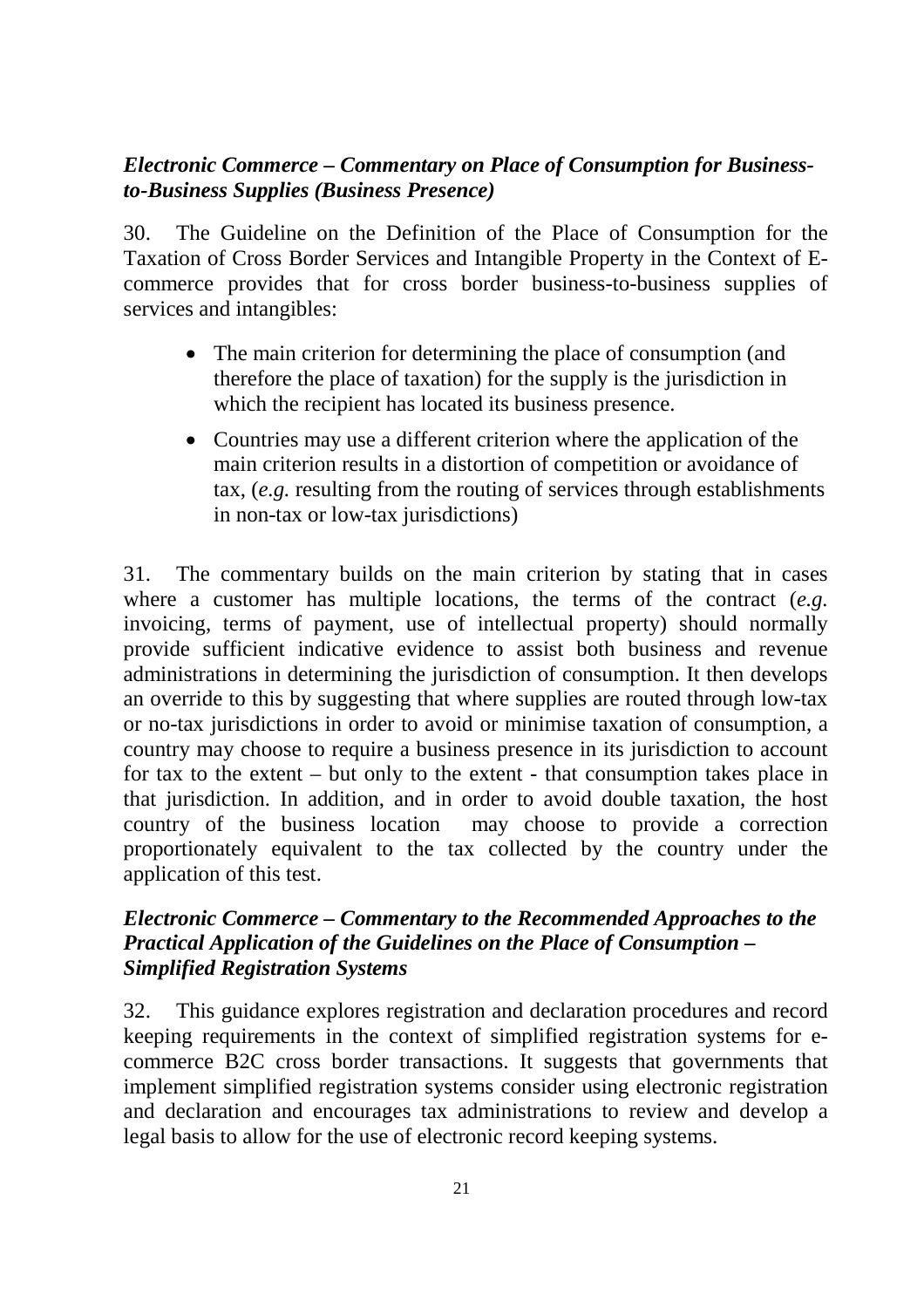### *Electronic Commerce – Commentary on Place of Consumption for Business-to-Business Supplies (Business Presence)*

30. The Guideline on the Definition of the Place of Consumption for the Taxation of Cross Border Services and Intangible Property in the Context of E-commerce provides that for cross border business-to-business supplies of services and intangibles:

- The main criterion for determining the place of consumption (and therefore the place of taxation) for the supply is the jurisdiction in which the recipient has located its business presence.
- Countries may use a different criterion where the application of the main criterion results in a distortion of competition or avoidance of tax, (*e.g.* resulting from the routing of services through establishments in non-tax or low-tax jurisdictions)

31. The commentary builds on the main criterion by stating that in cases where a customer has multiple locations, the terms of the contract (*e.g.* invoicing, terms of payment, use of intellectual property) should normally provide sufficient indicative evidence to assist both business and revenue administrations in determining the jurisdiction of consumption. It then develops an override to this by suggesting that where supplies are routed through low-tax or no-tax jurisdictions in order to avoid or minimise taxation of consumption, a country may choose to require a business presence in its jurisdiction to account for tax to the extent – but only to the extent - that consumption takes place in that jurisdiction. In addition, and in order to avoid double taxation, the host country of the business location may choose to provide a correction proportionately equivalent to the tax collected by the country under the application of this test.

### *Electronic Commerce – Commentary to the Recommended Approaches to the Practical Application of the Guidelines on the Place of Consumption – Simplified Registration Systems*

32. This guidance explores registration and declaration procedures and record keeping requirements in the context of simplified registration systems for e-commerce B2C cross border transactions. It suggests that governments that implement simplified registration systems consider using electronic registration and declaration and encourages tax administrations to review and develop a legal basis to allow for the use of electronic record keeping systems.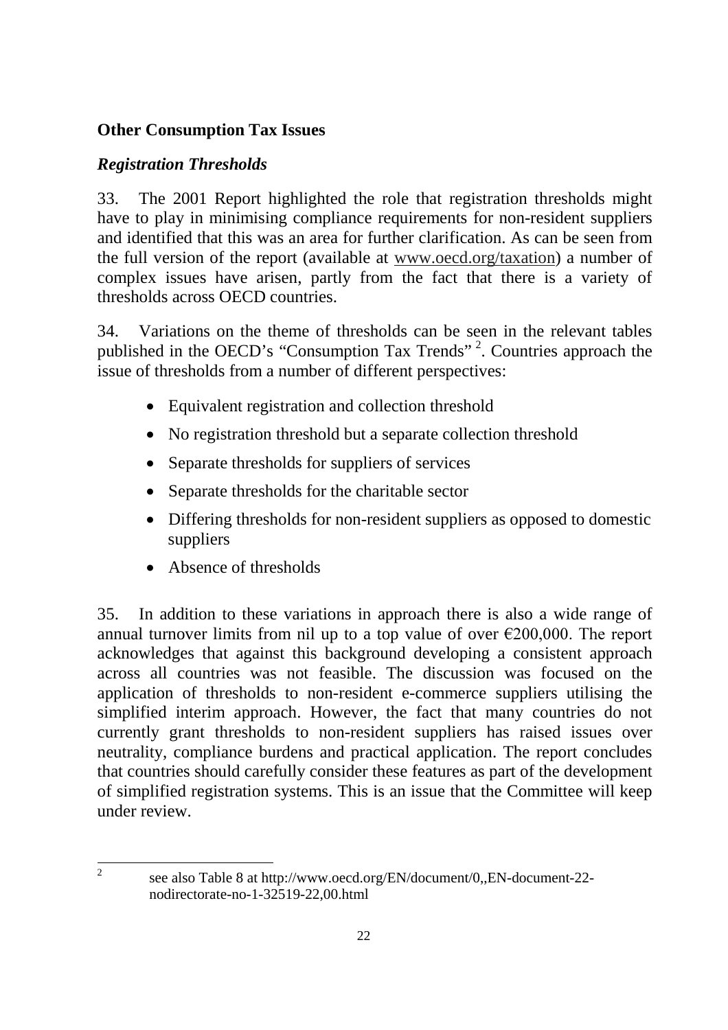## Other Consumption Tax Issues

### *Registration Thresholds*

33. The 2001 Report highlighted the role that registration thresholds might have to play in minimising compliance requirements for non-resident suppliers and identified that this was an area for further clarification. As can be seen from the full version of the report (available at www.oecd.org/taxation) a number of complex issues have arisen, partly from the fact that there is a variety of thresholds across OECD countries.

34. Variations on the theme of thresholds can be seen in the relevant tables published in the OECD's "Consumption Tax Trends" [2]. Countries approach the issue of thresholds from a number of different perspectives:

- Equivalent registration and collection threshold
- No registration threshold but a separate collection threshold
- Separate thresholds for suppliers of services
- Separate thresholds for the charitable sector
- Differing thresholds for non-resident suppliers as opposed to domestic suppliers
- Absence of thresholds

35. In addition to these variations in approach there is also a wide range of annual turnover limits from nil up to a top value of over €200,000. The report acknowledges that against this background developing a consistent approach across all countries was not feasible. The discussion was focused on the application of thresholds to non-resident e-commerce suppliers utilising the simplified interim approach. However, the fact that many countries do not currently grant thresholds to non-resident suppliers has raised issues over neutrality, compliance burdens and practical application. The report concludes that countries should carefully consider these features as part of the development of simplified registration systems. This is an issue that the Committee will keep under review.

---

[2] see also Table 8 at http://www.oecd.org/EN/document/0,,EN-document-22-nodirectorate-no-1-32519-22,00.html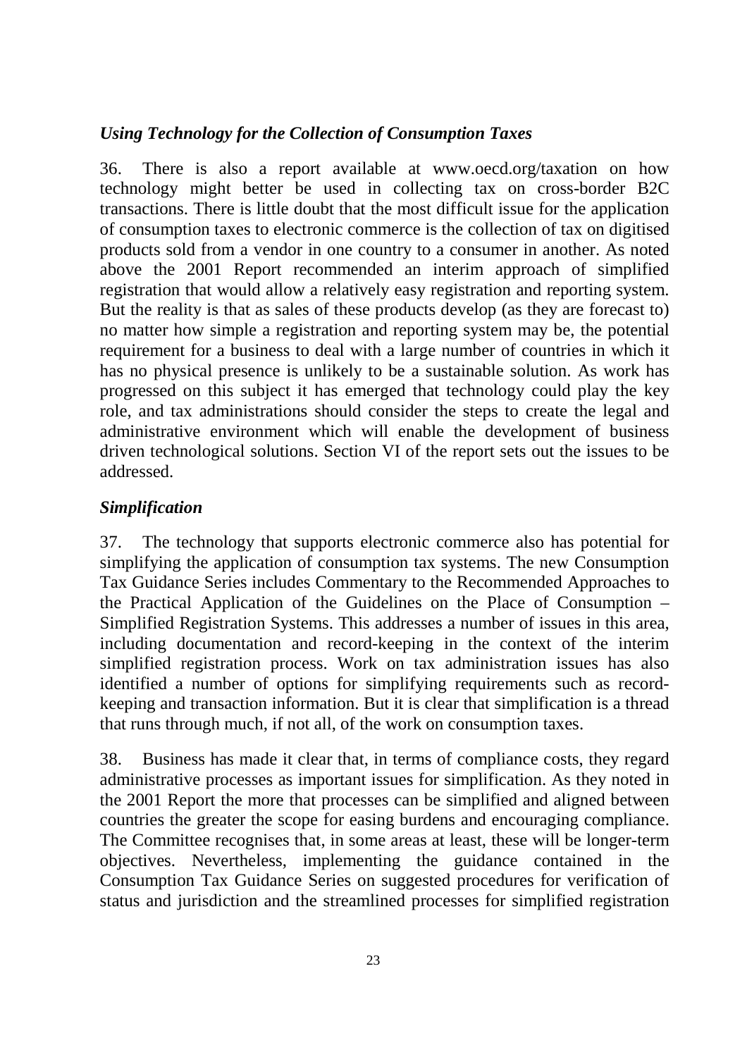### *Using Technology for the Collection of Consumption Taxes*

36. There is also a report available at www.oecd.org/taxation on how technology might better be used in collecting tax on cross-border B2C transactions. There is little doubt that the most difficult issue for the application of consumption taxes to electronic commerce is the collection of tax on digitised products sold from a vendor in one country to a consumer in another. As noted above the 2001 Report recommended an interim approach of simplified registration that would allow a relatively easy registration and reporting system. But the reality is that as sales of these products develop (as they are forecast to) no matter how simple a registration and reporting system may be, the potential requirement for a business to deal with a large number of countries in which it has no physical presence is unlikely to be a sustainable solution. As work has progressed on this subject it has emerged that technology could play the key role, and tax administrations should consider the steps to create the legal and administrative environment which will enable the development of business driven technological solutions. Section VI of the report sets out the issues to be addressed.

### *Simplification*

37. The technology that supports electronic commerce also has potential for simplifying the application of consumption tax systems. The new Consumption Tax Guidance Series includes Commentary to the Recommended Approaches to the Practical Application of the Guidelines on the Place of Consumption – Simplified Registration Systems. This addresses a number of issues in this area, including documentation and record-keeping in the context of the interim simplified registration process. Work on tax administration issues has also identified a number of options for simplifying requirements such as record-keeping and transaction information. But it is clear that simplification is a thread that runs through much, if not all, of the work on consumption taxes.

38. Business has made it clear that, in terms of compliance costs, they regard administrative processes as important issues for simplification. As they noted in the 2001 Report the more that processes can be simplified and aligned between countries the greater the scope for easing burdens and encouraging compliance. The Committee recognises that, in some areas at least, these will be longer-term objectives. Nevertheless, implementing the guidance contained in the Consumption Tax Guidance Series on suggested procedures for verification of status and jurisdiction and the streamlined processes for simplified registration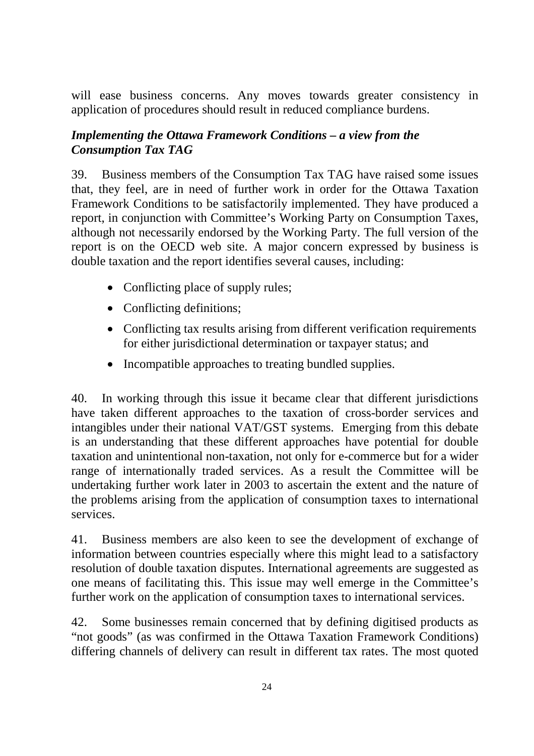will ease business concerns. Any moves towards greater consistency in application of procedures should result in reduced compliance burdens.

### *Implementing the Ottawa Framework Conditions – a view from the Consumption Tax TAG*

39. Business members of the Consumption Tax TAG have raised some issues that, they feel, are in need of further work in order for the Ottawa Taxation Framework Conditions to be satisfactorily implemented. They have produced a report, in conjunction with Committee's Working Party on Consumption Taxes, although not necessarily endorsed by the Working Party. The full version of the report is on the OECD web site. A major concern expressed by business is double taxation and the report identifies several causes, including:

- Conflicting place of supply rules;
- Conflicting definitions;
- Conflicting tax results arising from different verification requirements for either jurisdictional determination or taxpayer status; and
- Incompatible approaches to treating bundled supplies.

40. In working through this issue it became clear that different jurisdictions have taken different approaches to the taxation of cross-border services and intangibles under their national VAT/GST systems. Emerging from this debate is an understanding that these different approaches have potential for double taxation and unintentional non-taxation, not only for e-commerce but for a wider range of internationally traded services. As a result the Committee will be undertaking further work later in 2003 to ascertain the extent and the nature of the problems arising from the application of consumption taxes to international services.

41. Business members are also keen to see the development of exchange of information between countries especially where this might lead to a satisfactory resolution of double taxation disputes. International agreements are suggested as one means of facilitating this. This issue may well emerge in the Committee's further work on the application of consumption taxes to international services.

42. Some businesses remain concerned that by defining digitised products as "not goods" (as was confirmed in the Ottawa Taxation Framework Conditions) differing channels of delivery can result in different tax rates. The most quoted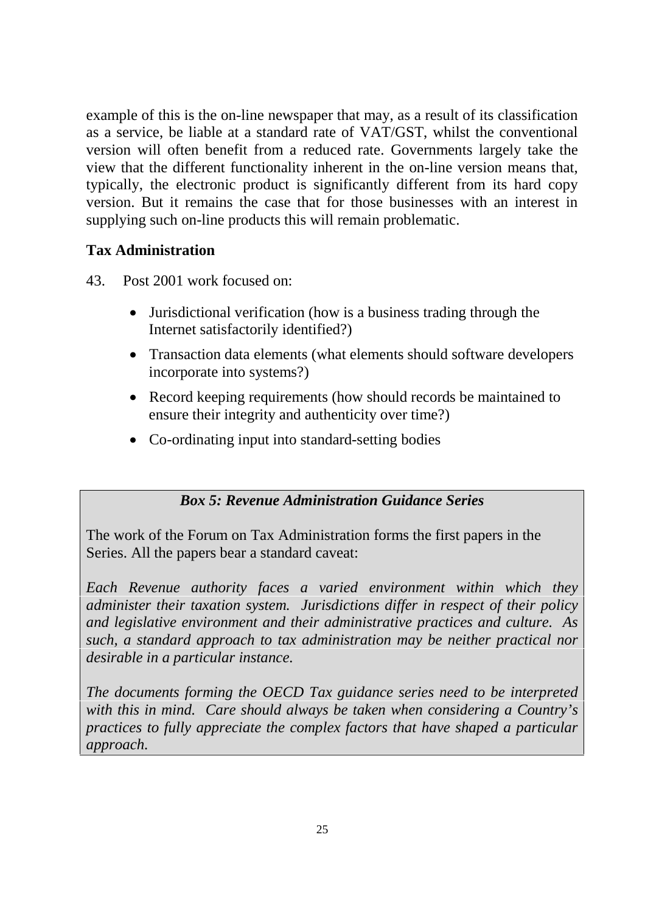example of this is the on-line newspaper that may, as a result of its classification as a service, be liable at a standard rate of VAT/GST, whilst the conventional version will often benefit from a reduced rate. Governments largely take the view that the different functionality inherent in the on-line version means that, typically, the electronic product is significantly different from its hard copy version. But it remains the case that for those businesses with an interest in supplying such on-line products this will remain problematic.

**Tax Administration**

43. Post 2001 work focused on:

- Jurisdictional verification (how is a business trading through the Internet satisfactorily identified?)
- Transaction data elements (what elements should software developers incorporate into systems?)
- Record keeping requirements (how should records be maintained to ensure their integrity and authenticity over time?)
- Co-ordinating input into standard-setting bodies

> ***Box 5: Revenue Administration Guidance Series***
>
> The work of the Forum on Tax Administration forms the first papers in the Series. All the papers bear a standard caveat:
>
> *Each Revenue authority faces a varied environment within which they administer their taxation system. Jurisdictions differ in respect of their policy and legislative environment and their administrative practices and culture. As such, a standard approach to tax administration may be neither practical nor desirable in a particular instance.*
>
> *The documents forming the OECD Tax guidance series need to be interpreted with this in mind. Care should always be taken when considering a Country's practices to fully appreciate the complex factors that have shaped a particular approach.*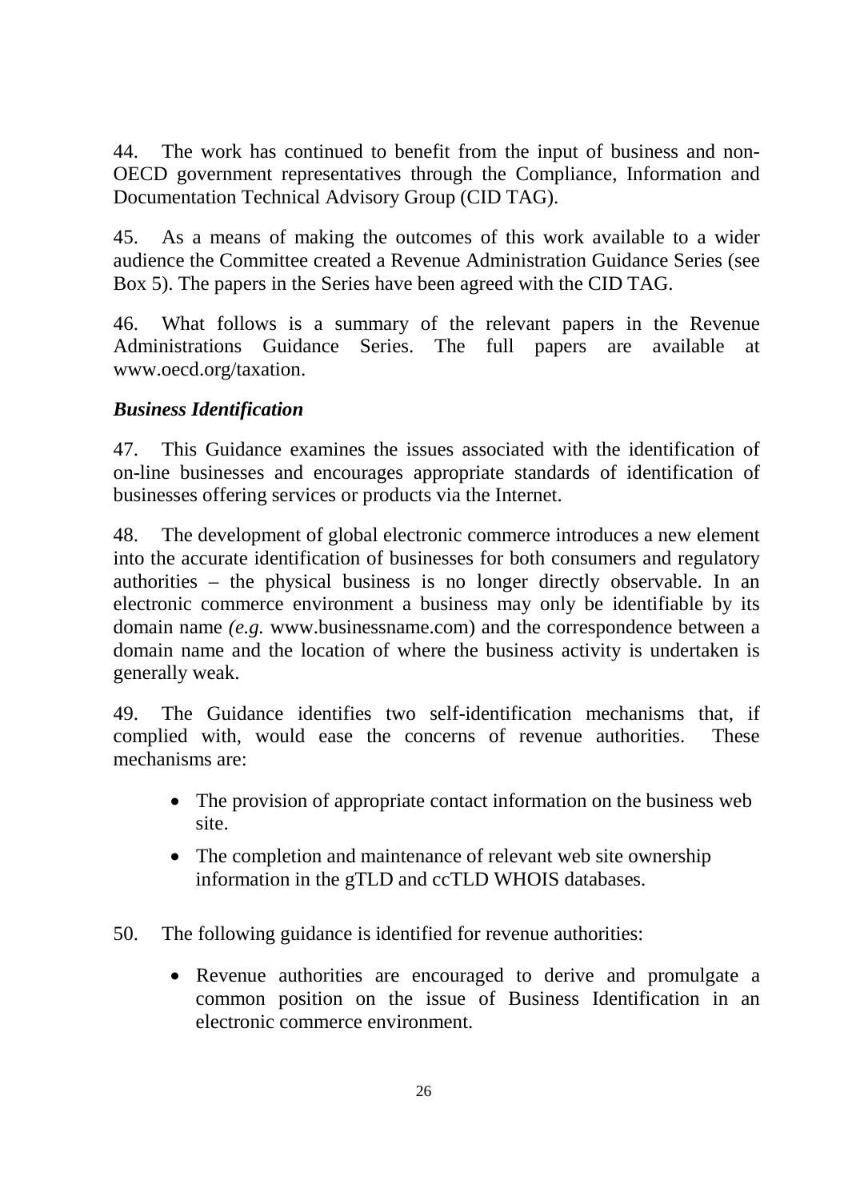44. The work has continued to benefit from the input of business and non-OECD government representatives through the Compliance, Information and Documentation Technical Advisory Group (CID TAG).

45. As a means of making the outcomes of this work available to a wider audience the Committee created a Revenue Administration Guidance Series (see Box 5). The papers in the Series have been agreed with the CID TAG.

46. What follows is a summary of the relevant papers in the Revenue Administrations Guidance Series. The full papers are available at www.oecd.org/taxation.

### *Business Identification*

47. This Guidance examines the issues associated with the identification of on-line businesses and encourages appropriate standards of identification of businesses offering services or products via the Internet.

48. The development of global electronic commerce introduces a new element into the accurate identification of businesses for both consumers and regulatory authorities – the physical business is no longer directly observable. In an electronic commerce environment a business may only be identifiable by its domain name *(e.g.* www.businessname.com) and the correspondence between a domain name and the location of where the business activity is undertaken is generally weak.

49. The Guidance identifies two self-identification mechanisms that, if complied with, would ease the concerns of revenue authorities. These mechanisms are:

- The provision of appropriate contact information on the business web site.
- The completion and maintenance of relevant web site ownership information in the gTLD and ccTLD WHOIS databases.

50. The following guidance is identified for revenue authorities:

- Revenue authorities are encouraged to derive and promulgate a common position on the issue of Business Identification in an electronic commerce environment.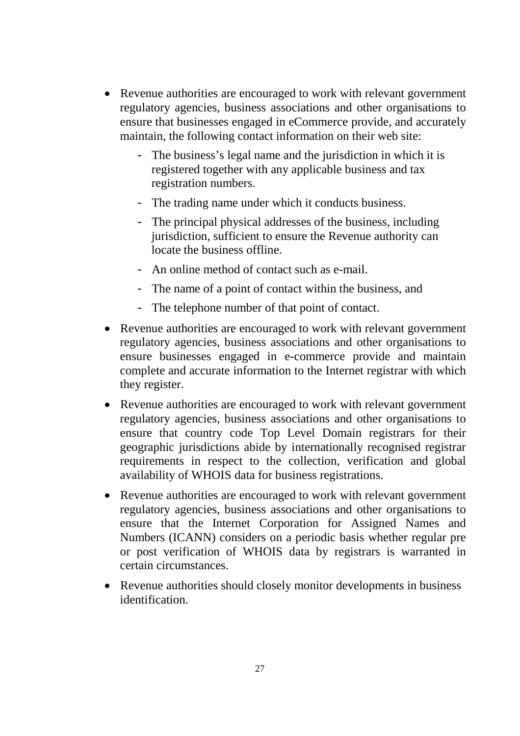- Revenue authorities are encouraged to work with relevant government regulatory agencies, business associations and other organisations to ensure that businesses engaged in eCommerce provide, and accurately maintain, the following contact information on their web site:
  - The business's legal name and the jurisdiction in which it is registered together with any applicable business and tax registration numbers.
  - The trading name under which it conducts business.
  - The principal physical addresses of the business, including jurisdiction, sufficient to ensure the Revenue authority can locate the business offline.
  - An online method of contact such as e-mail.
  - The name of a point of contact within the business, and
  - The telephone number of that point of contact.
- Revenue authorities are encouraged to work with relevant government regulatory agencies, business associations and other organisations to ensure businesses engaged in e-commerce provide and maintain complete and accurate information to the Internet registrar with which they register.
- Revenue authorities are encouraged to work with relevant government regulatory agencies, business associations and other organisations to ensure that country code Top Level Domain registrars for their geographic jurisdictions abide by internationally recognised registrar requirements in respect to the collection, verification and global availability of WHOIS data for business registrations.
- Revenue authorities are encouraged to work with relevant government regulatory agencies, business associations and other organisations to ensure that the Internet Corporation for Assigned Names and Numbers (ICANN) considers on a periodic basis whether regular pre or post verification of WHOIS data by registrars is warranted in certain circumstances.
- Revenue authorities should closely monitor developments in business identification.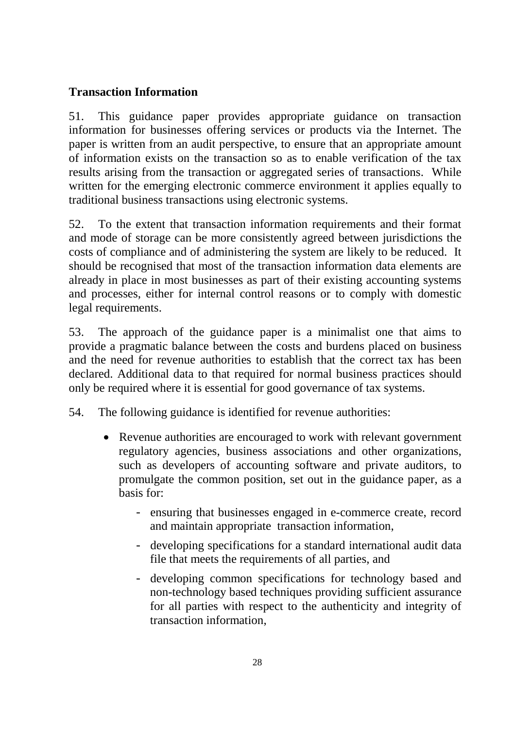**Transaction Information**

51. This guidance paper provides appropriate guidance on transaction information for businesses offering services or products via the Internet. The paper is written from an audit perspective, to ensure that an appropriate amount of information exists on the transaction so as to enable verification of the tax results arising from the transaction or aggregated series of transactions. While written for the emerging electronic commerce environment it applies equally to traditional business transactions using electronic systems.

52. To the extent that transaction information requirements and their format and mode of storage can be more consistently agreed between jurisdictions the costs of compliance and of administering the system are likely to be reduced. It should be recognised that most of the transaction information data elements are already in place in most businesses as part of their existing accounting systems and processes, either for internal control reasons or to comply with domestic legal requirements.

53. The approach of the guidance paper is a minimalist one that aims to provide a pragmatic balance between the costs and burdens placed on business and the need for revenue authorities to establish that the correct tax has been declared. Additional data to that required for normal business practices should only be required where it is essential for good governance of tax systems.

54. The following guidance is identified for revenue authorities:

- Revenue authorities are encouraged to work with relevant government regulatory agencies, business associations and other organizations, such as developers of accounting software and private auditors, to promulgate the common position, set out in the guidance paper, as a basis for:
  - ensuring that businesses engaged in e-commerce create, record and maintain appropriate transaction information,
  - developing specifications for a standard international audit data file that meets the requirements of all parties, and
  - developing common specifications for technology based and non-technology based techniques providing sufficient assurance for all parties with respect to the authenticity and integrity of transaction information,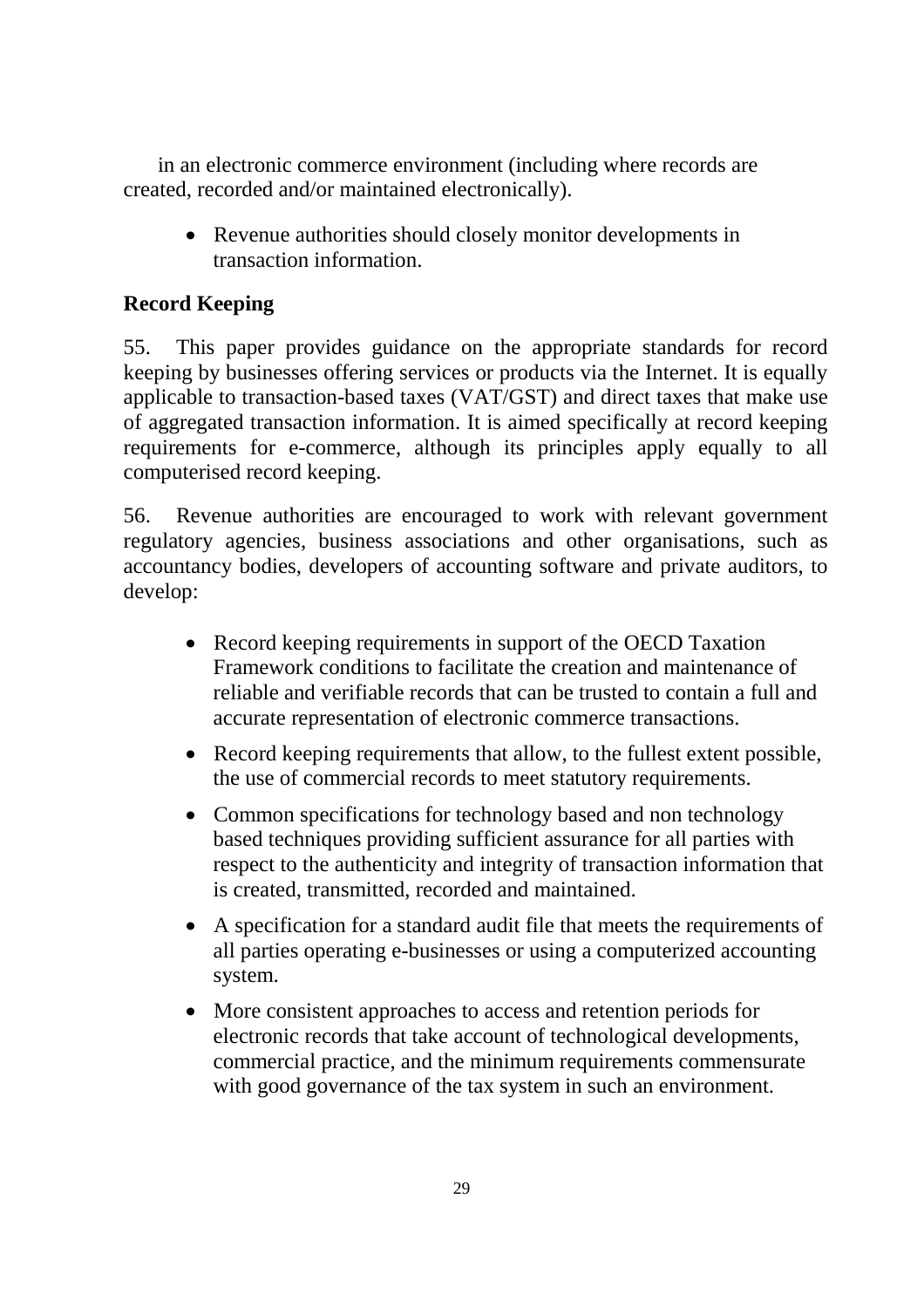in an electronic commerce environment (including where records are created, recorded and/or maintained electronically).

- Revenue authorities should closely monitor developments in transaction information.

## Record Keeping

55. This paper provides guidance on the appropriate standards for record keeping by businesses offering services or products via the Internet. It is equally applicable to transaction-based taxes (VAT/GST) and direct taxes that make use of aggregated transaction information. It is aimed specifically at record keeping requirements for e-commerce, although its principles apply equally to all computerised record keeping.

56. Revenue authorities are encouraged to work with relevant government regulatory agencies, business associations and other organisations, such as accountancy bodies, developers of accounting software and private auditors, to develop:

- Record keeping requirements in support of the OECD Taxation Framework conditions to facilitate the creation and maintenance of reliable and verifiable records that can be trusted to contain a full and accurate representation of electronic commerce transactions.
- Record keeping requirements that allow, to the fullest extent possible, the use of commercial records to meet statutory requirements.
- Common specifications for technology based and non technology based techniques providing sufficient assurance for all parties with respect to the authenticity and integrity of transaction information that is created, transmitted, recorded and maintained.
- A specification for a standard audit file that meets the requirements of all parties operating e-businesses or using a computerized accounting system.
- More consistent approaches to access and retention periods for electronic records that take account of technological developments, commercial practice, and the minimum requirements commensurate with good governance of the tax system in such an environment.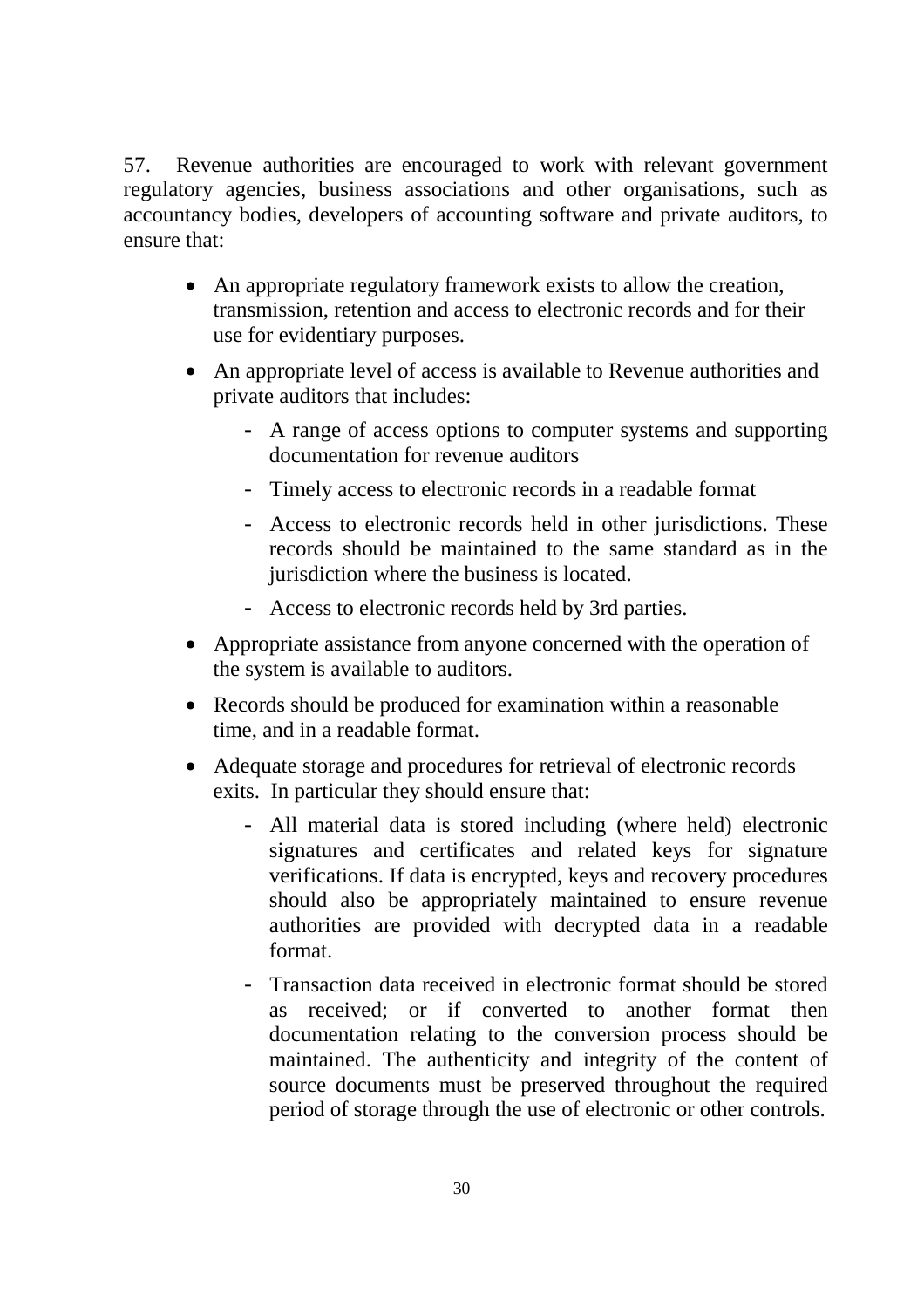57. Revenue authorities are encouraged to work with relevant government regulatory agencies, business associations and other organisations, such as accountancy bodies, developers of accounting software and private auditors, to ensure that:

- An appropriate regulatory framework exists to allow the creation, transmission, retention and access to electronic records and for their use for evidentiary purposes.
- An appropriate level of access is available to Revenue authorities and private auditors that includes:
  - A range of access options to computer systems and supporting documentation for revenue auditors
  - Timely access to electronic records in a readable format
  - Access to electronic records held in other jurisdictions. These records should be maintained to the same standard as in the jurisdiction where the business is located.
  - Access to electronic records held by 3rd parties.
- Appropriate assistance from anyone concerned with the operation of the system is available to auditors.
- Records should be produced for examination within a reasonable time, and in a readable format.
- Adequate storage and procedures for retrieval of electronic records exits. In particular they should ensure that:
  - All material data is stored including (where held) electronic signatures and certificates and related keys for signature verifications. If data is encrypted, keys and recovery procedures should also be appropriately maintained to ensure revenue authorities are provided with decrypted data in a readable format.
  - Transaction data received in electronic format should be stored as received; or if converted to another format then documentation relating to the conversion process should be maintained. The authenticity and integrity of the content of source documents must be preserved throughout the required period of storage through the use of electronic or other controls.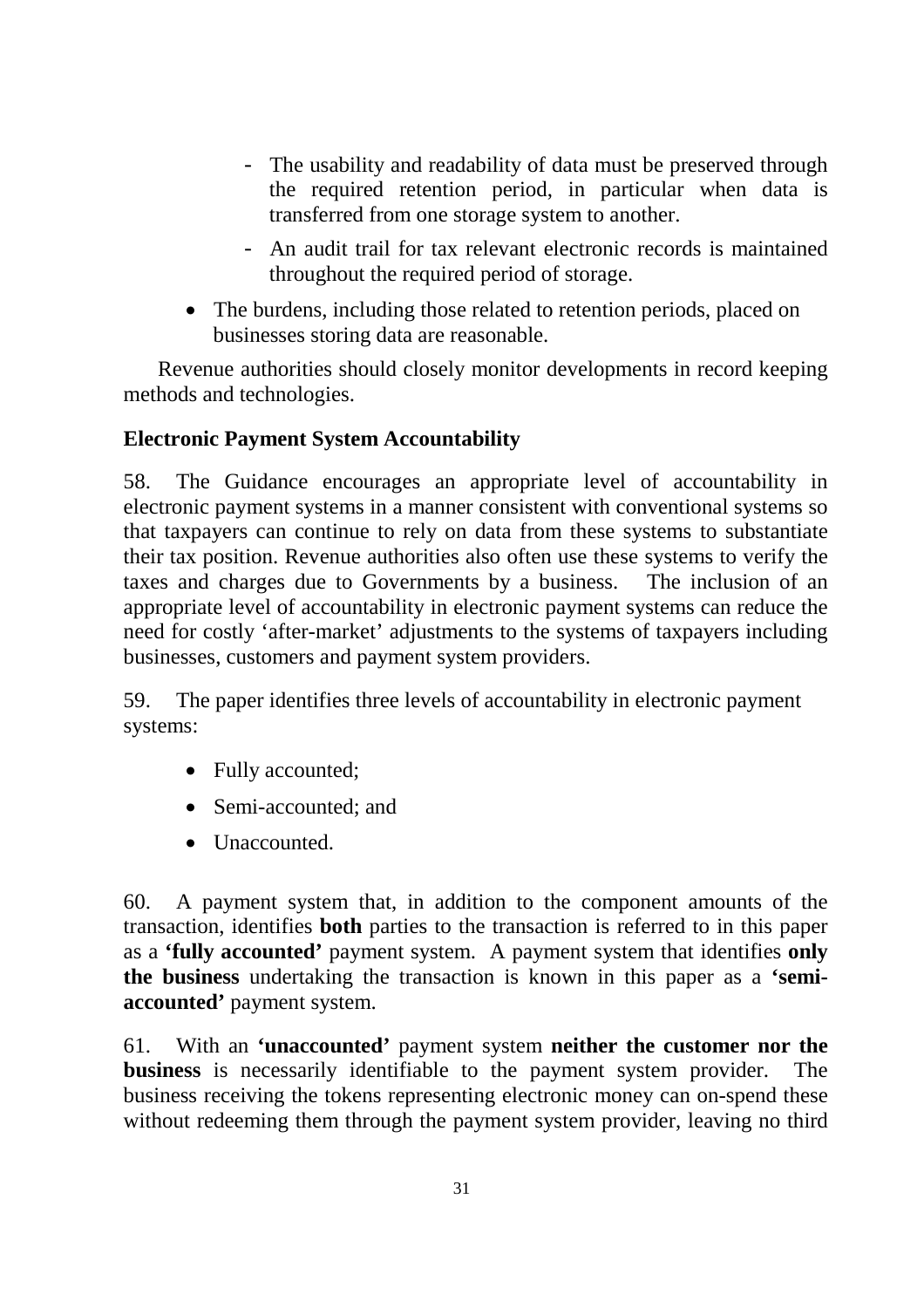- The usability and readability of data must be preserved through the required retention period, in particular when data is transferred from one storage system to another.
  - An audit trail for tax relevant electronic records is maintained throughout the required period of storage.
- The burdens, including those related to retention periods, placed on businesses storing data are reasonable.

Revenue authorities should closely monitor developments in record keeping methods and technologies.

### Electronic Payment System Accountability

58. The Guidance encourages an appropriate level of accountability in electronic payment systems in a manner consistent with conventional systems so that taxpayers can continue to rely on data from these systems to substantiate their tax position. Revenue authorities also often use these systems to verify the taxes and charges due to Governments by a business. The inclusion of an appropriate level of accountability in electronic payment systems can reduce the need for costly 'after-market' adjustments to the systems of taxpayers including businesses, customers and payment system providers.

59. The paper identifies three levels of accountability in electronic payment systems:

- Fully accounted;
- Semi-accounted; and
- Unaccounted.

60. A payment system that, in addition to the component amounts of the transaction, identifies **both** parties to the transaction is referred to in this paper as a **'fully accounted'** payment system. A payment system that identifies **only the business** undertaking the transaction is known in this paper as a **'semi-accounted'** payment system.

61. With an **'unaccounted'** payment system **neither the customer nor the business** is necessarily identifiable to the payment system provider. The business receiving the tokens representing electronic money can on-spend these without redeeming them through the payment system provider, leaving no third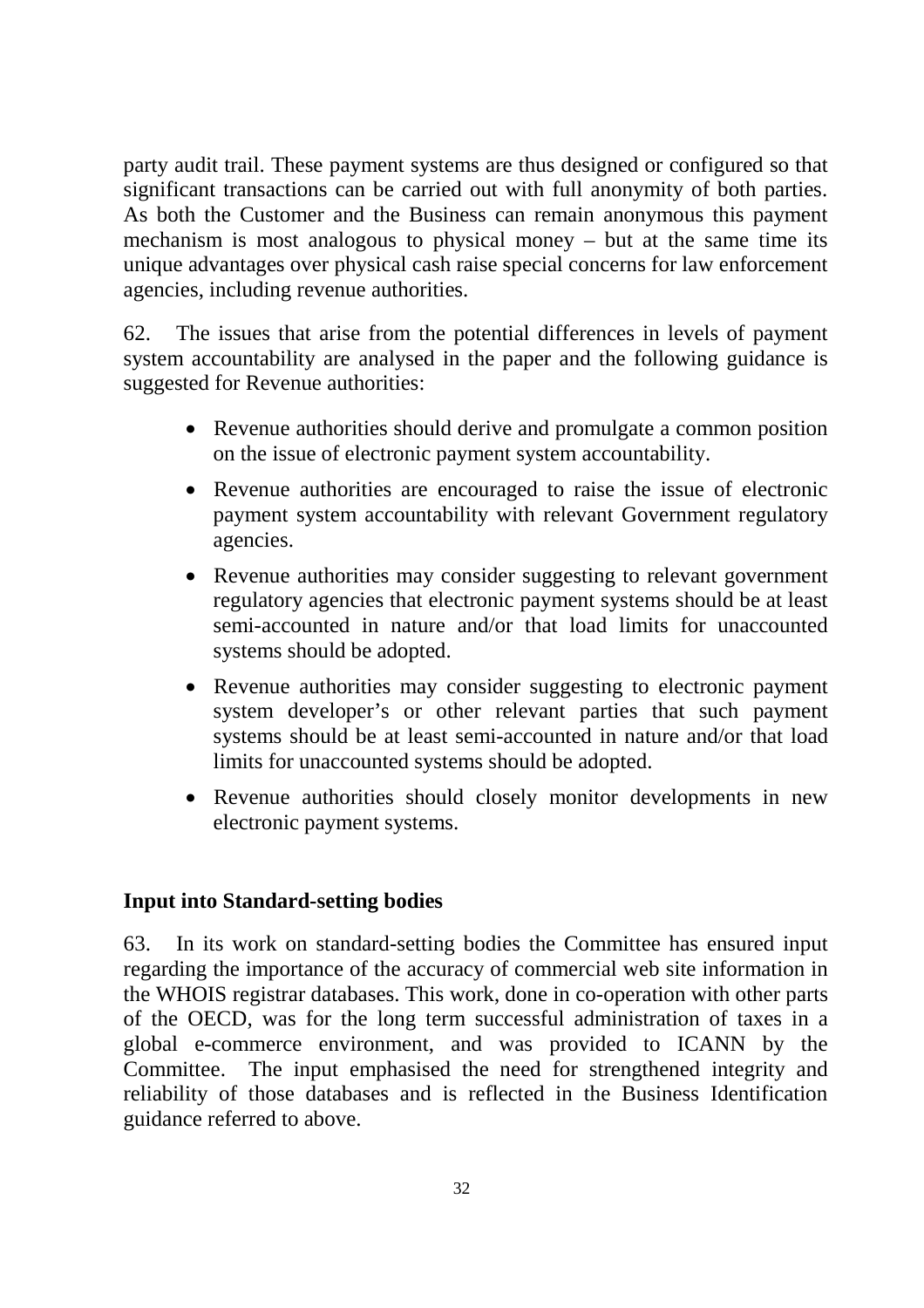party audit trail. These payment systems are thus designed or configured so that significant transactions can be carried out with full anonymity of both parties. As both the Customer and the Business can remain anonymous this payment mechanism is most analogous to physical money – but at the same time its unique advantages over physical cash raise special concerns for law enforcement agencies, including revenue authorities.

62. The issues that arise from the potential differences in levels of payment system accountability are analysed in the paper and the following guidance is suggested for Revenue authorities:

- Revenue authorities should derive and promulgate a common position on the issue of electronic payment system accountability.
- Revenue authorities are encouraged to raise the issue of electronic payment system accountability with relevant Government regulatory agencies.
- Revenue authorities may consider suggesting to relevant government regulatory agencies that electronic payment systems should be at least semi-accounted in nature and/or that load limits for unaccounted systems should be adopted.
- Revenue authorities may consider suggesting to electronic payment system developer's or other relevant parties that such payment systems should be at least semi-accounted in nature and/or that load limits for unaccounted systems should be adopted.
- Revenue authorities should closely monitor developments in new electronic payment systems.

## Input into Standard-setting bodies

63. In its work on standard-setting bodies the Committee has ensured input regarding the importance of the accuracy of commercial web site information in the WHOIS registrar databases. This work, done in co-operation with other parts of the OECD, was for the long term successful administration of taxes in a global e-commerce environment, and was provided to ICANN by the Committee. The input emphasised the need for strengthened integrity and reliability of those databases and is reflected in the Business Identification guidance referred to above.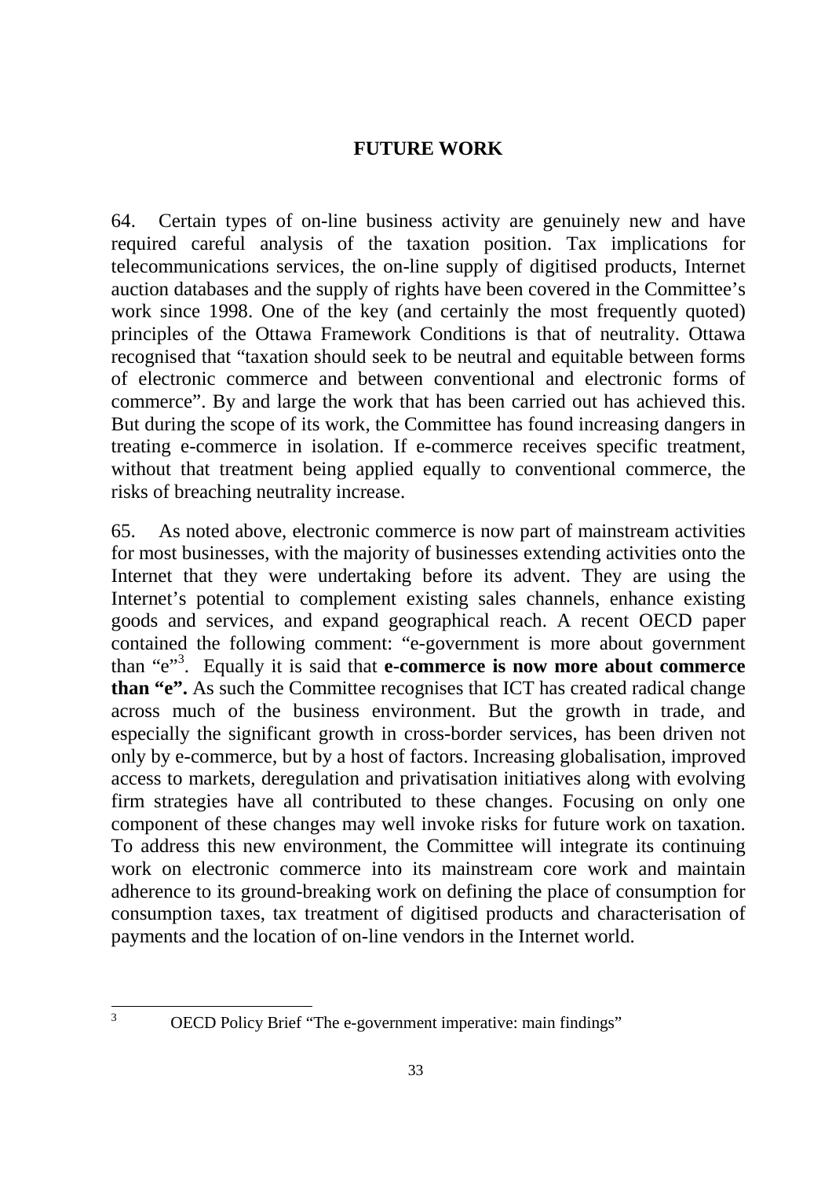## FUTURE WORK

64. Certain types of on-line business activity are genuinely new and have required careful analysis of the taxation position. Tax implications for telecommunications services, the on-line supply of digitised products, Internet auction databases and the supply of rights have been covered in the Committee's work since 1998. One of the key (and certainly the most frequently quoted) principles of the Ottawa Framework Conditions is that of neutrality. Ottawa recognised that "taxation should seek to be neutral and equitable between forms of electronic commerce and between conventional and electronic forms of commerce". By and large the work that has been carried out has achieved this. But during the scope of its work, the Committee has found increasing dangers in treating e-commerce in isolation. If e-commerce receives specific treatment, without that treatment being applied equally to conventional commerce, the risks of breaching neutrality increase.

65. As noted above, electronic commerce is now part of mainstream activities for most businesses, with the majority of businesses extending activities onto the Internet that they were undertaking before its advent. They are using the Internet's potential to complement existing sales channels, enhance existing goods and services, and expand geographical reach. A recent OECD paper contained the following comment: "e-government is more about government than "e"[3]. Equally it is said that **e-commerce is now more about commerce than "e".** As such the Committee recognises that ICT has created radical change across much of the business environment. But the growth in trade, and especially the significant growth in cross-border services, has been driven not only by e-commerce, but by a host of factors. Increasing globalisation, improved access to markets, deregulation and privatisation initiatives along with evolving firm strategies have all contributed to these changes. Focusing on only one component of these changes may well invoke risks for future work on taxation. To address this new environment, the Committee will integrate its continuing work on electronic commerce into its mainstream core work and maintain adherence to its ground-breaking work on defining the place of consumption for consumption taxes, tax treatment of digitised products and characterisation of payments and the location of on-line vendors in the Internet world.

---

[3] OECD Policy Brief "The e-government imperative: main findings"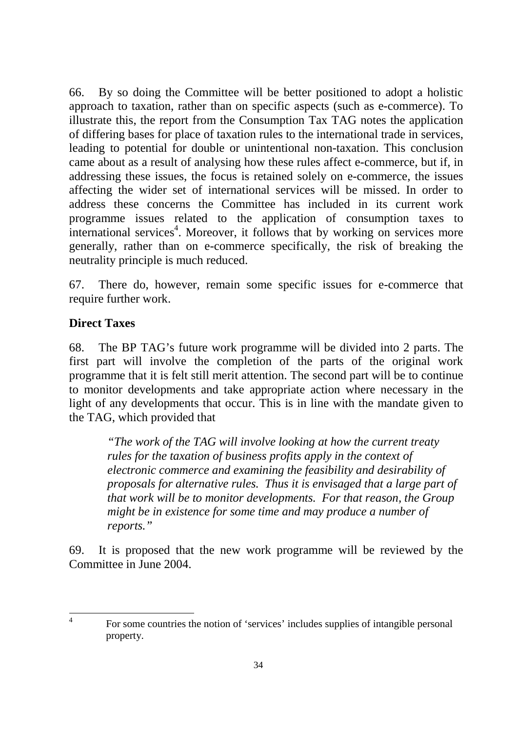66. By so doing the Committee will be better positioned to adopt a holistic approach to taxation, rather than on specific aspects (such as e-commerce). To illustrate this, the report from the Consumption Tax TAG notes the application of differing bases for place of taxation rules to the international trade in services, leading to potential for double or unintentional non-taxation. This conclusion came about as a result of analysing how these rules affect e-commerce, but if, in addressing these issues, the focus is retained solely on e-commerce, the issues affecting the wider set of international services will be missed. In order to address these concerns the Committee has included in its current work programme issues related to the application of consumption taxes to international services[4]. Moreover, it follows that by working on services more generally, rather than on e-commerce specifically, the risk of breaking the neutrality principle is much reduced.

67. There do, however, remain some specific issues for e-commerce that require further work.

## Direct Taxes

68. The BP TAG's future work programme will be divided into 2 parts. The first part will involve the completion of the parts of the original work programme that it is felt still merit attention. The second part will be to continue to monitor developments and take appropriate action where necessary in the light of any developments that occur. This is in line with the mandate given to the TAG, which provided that

> *"The work of the TAG will involve looking at how the current treaty rules for the taxation of business profits apply in the context of electronic commerce and examining the feasibility and desirability of proposals for alternative rules. Thus it is envisaged that a large part of that work will be to monitor developments. For that reason, the Group might be in existence for some time and may produce a number of reports."*

69. It is proposed that the new work programme will be reviewed by the Committee in June 2004.

---

[4] For some countries the notion of 'services' includes supplies of intangible personal property.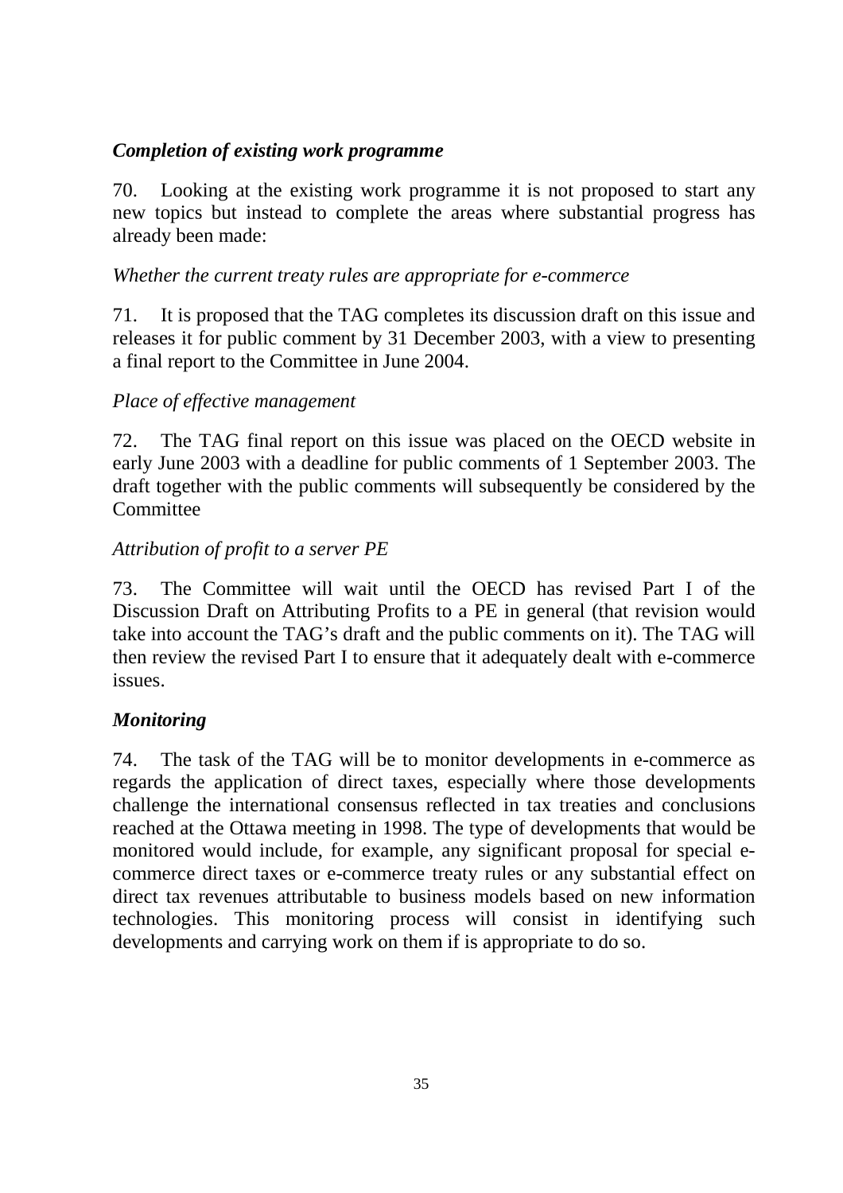### *Completion of existing work programme*

70. Looking at the existing work programme it is not proposed to start any new topics but instead to complete the areas where substantial progress has already been made:

*Whether the current treaty rules are appropriate for e-commerce*

71. It is proposed that the TAG completes its discussion draft on this issue and releases it for public comment by 31 December 2003, with a view to presenting a final report to the Committee in June 2004.

*Place of effective management*

72. The TAG final report on this issue was placed on the OECD website in early June 2003 with a deadline for public comments of 1 September 2003. The draft together with the public comments will subsequently be considered by the Committee

*Attribution of profit to a server PE*

73. The Committee will wait until the OECD has revised Part I of the Discussion Draft on Attributing Profits to a PE in general (that revision would take into account the TAG's draft and the public comments on it). The TAG will then review the revised Part I to ensure that it adequately dealt with e-commerce issues.

### *Monitoring*

74. The task of the TAG will be to monitor developments in e-commerce as regards the application of direct taxes, especially where those developments challenge the international consensus reflected in tax treaties and conclusions reached at the Ottawa meeting in 1998. The type of developments that would be monitored would include, for example, any significant proposal for special e-commerce direct taxes or e-commerce treaty rules or any substantial effect on direct tax revenues attributable to business models based on new information technologies. This monitoring process will consist in identifying such developments and carrying work on them if is appropriate to do so.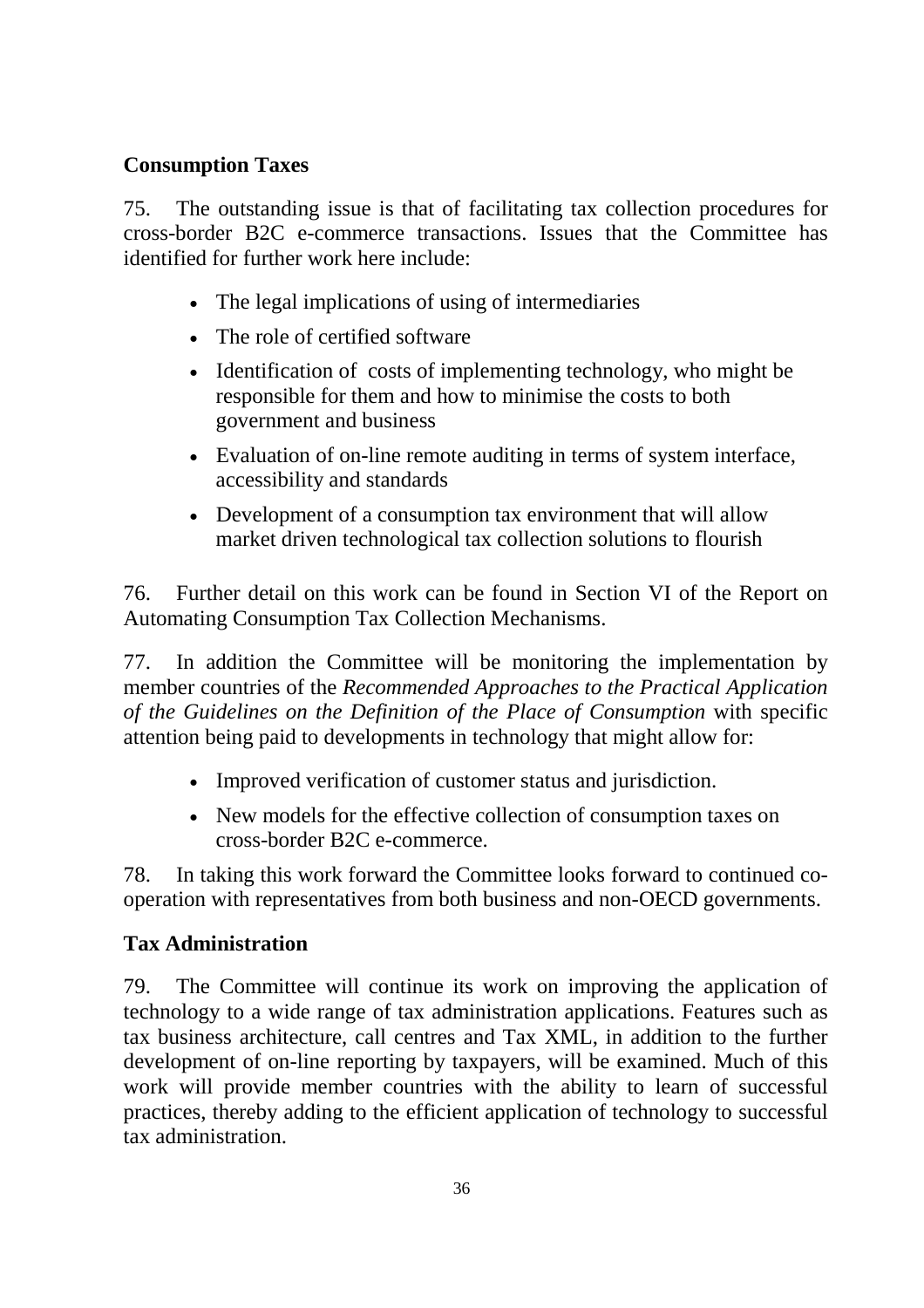## Consumption Taxes

75. The outstanding issue is that of facilitating tax collection procedures for cross-border B2C e-commerce transactions. Issues that the Committee has identified for further work here include:

- The legal implications of using of intermediaries
- The role of certified software
- Identification of costs of implementing technology, who might be responsible for them and how to minimise the costs to both government and business
- Evaluation of on-line remote auditing in terms of system interface, accessibility and standards
- Development of a consumption tax environment that will allow market driven technological tax collection solutions to flourish

76. Further detail on this work can be found in Section VI of the Report on Automating Consumption Tax Collection Mechanisms.

77. In addition the Committee will be monitoring the implementation by member countries of the *Recommended Approaches to the Practical Application of the Guidelines on the Definition of the Place of Consumption* with specific attention being paid to developments in technology that might allow for:

- Improved verification of customer status and jurisdiction.
- New models for the effective collection of consumption taxes on cross-border B2C e-commerce.

78. In taking this work forward the Committee looks forward to continued co-operation with representatives from both business and non-OECD governments.

## Tax Administration

79. The Committee will continue its work on improving the application of technology to a wide range of tax administration applications. Features such as tax business architecture, call centres and Tax XML, in addition to the further development of on-line reporting by taxpayers, will be examined. Much of this work will provide member countries with the ability to learn of successful practices, thereby adding to the efficient application of technology to successful tax administration.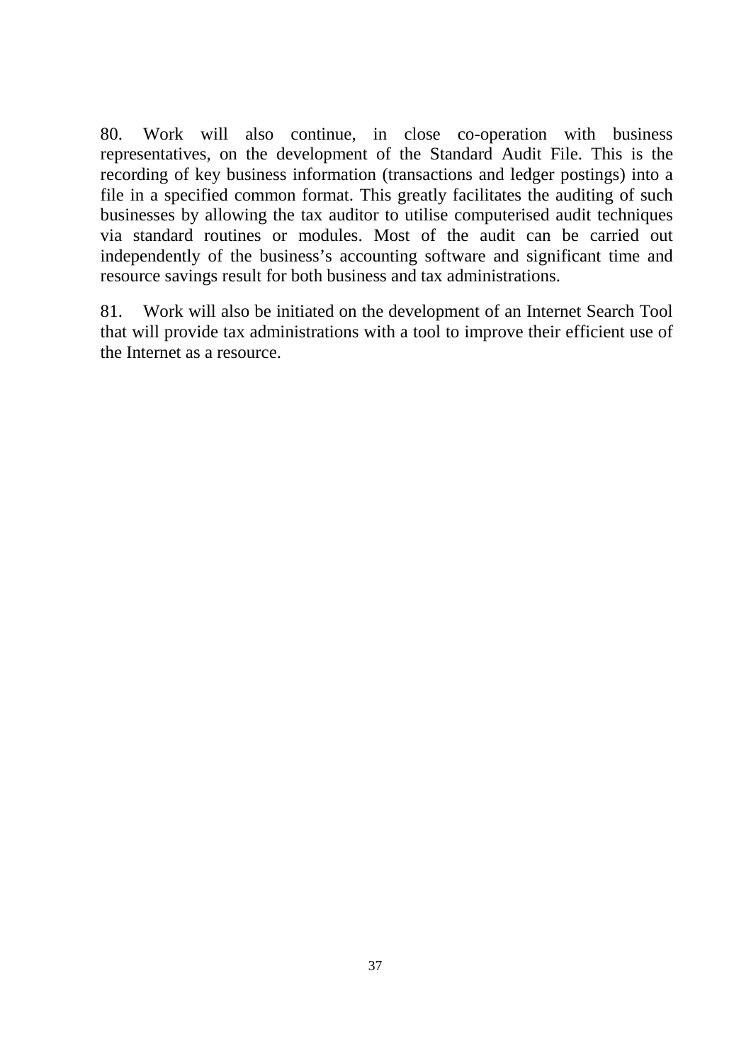80. Work will also continue, in close co-operation with business representatives, on the development of the Standard Audit File. This is the recording of key business information (transactions and ledger postings) into a file in a specified common format. This greatly facilitates the auditing of such businesses by allowing the tax auditor to utilise computerised audit techniques via standard routines or modules. Most of the audit can be carried out independently of the business's accounting software and significant time and resource savings result for both business and tax administrations.

81. Work will also be initiated on the development of an Internet Search Tool that will provide tax administrations with a tool to improve their efficient use of the Internet as a resource.